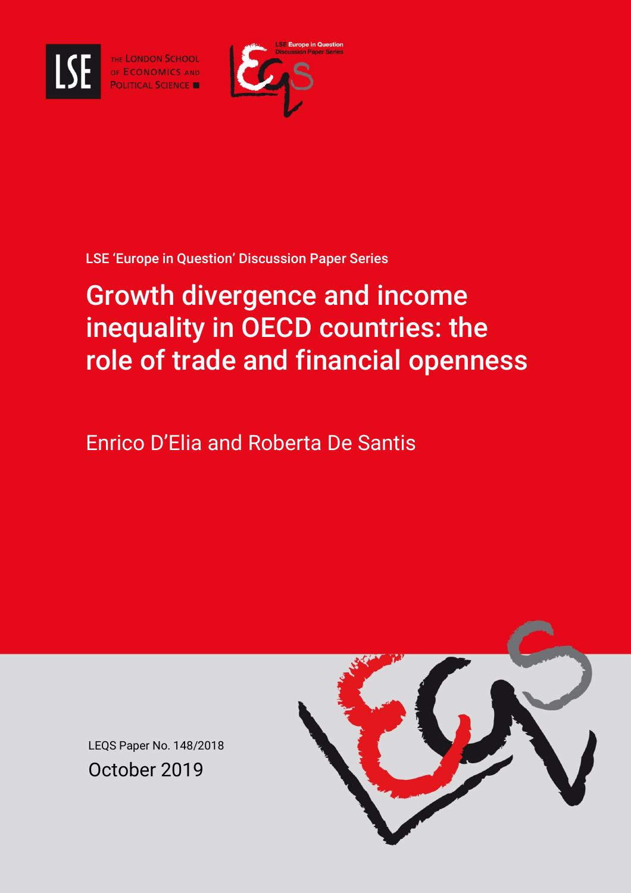THE LONDON SCHOOL OF ECONOMICS AND POLITICAL SCIENCE

LSE Europe in Question Discussion Paper Series

LSE 'Europe in Question' Discussion Paper Series

# Growth divergence and income inequality in OECD countries: the role of trade and financial openness

Enrico D'Elia and Roberta De Santis

LEQS Paper No. 148/2018

October 2019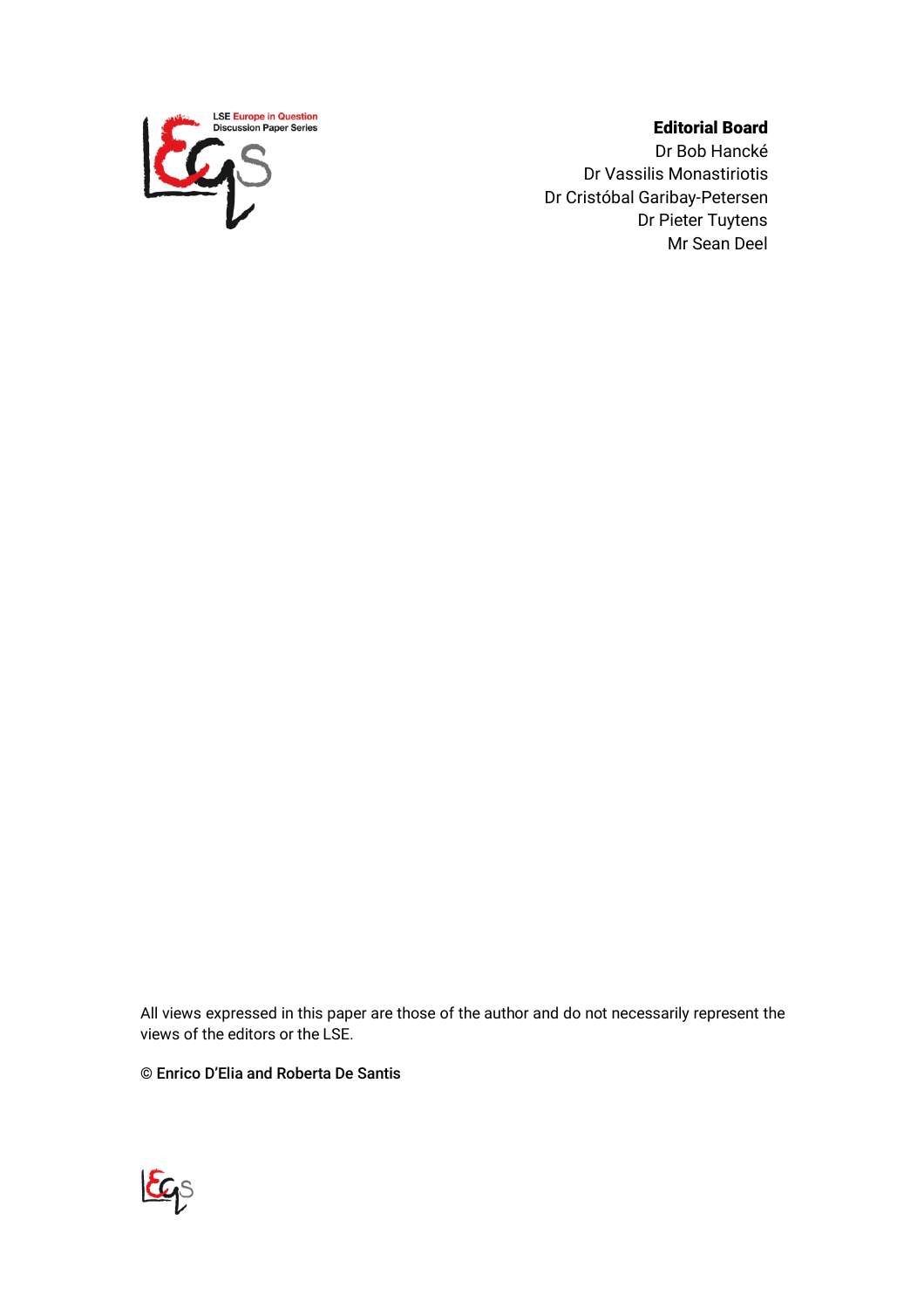LSE Europe in Question
Discussion Paper Series

**Editorial Board**
Dr Bob Hancké
Dr Vassilis Monastiriotis
Dr Cristóbal Garibay-Petersen
Dr Pieter Tuytens
Mr Sean Deel

All views expressed in this paper are those of the author and do not necessarily represent the views of the editors or the LSE.

© Enrico D'Elia and Roberta De Santis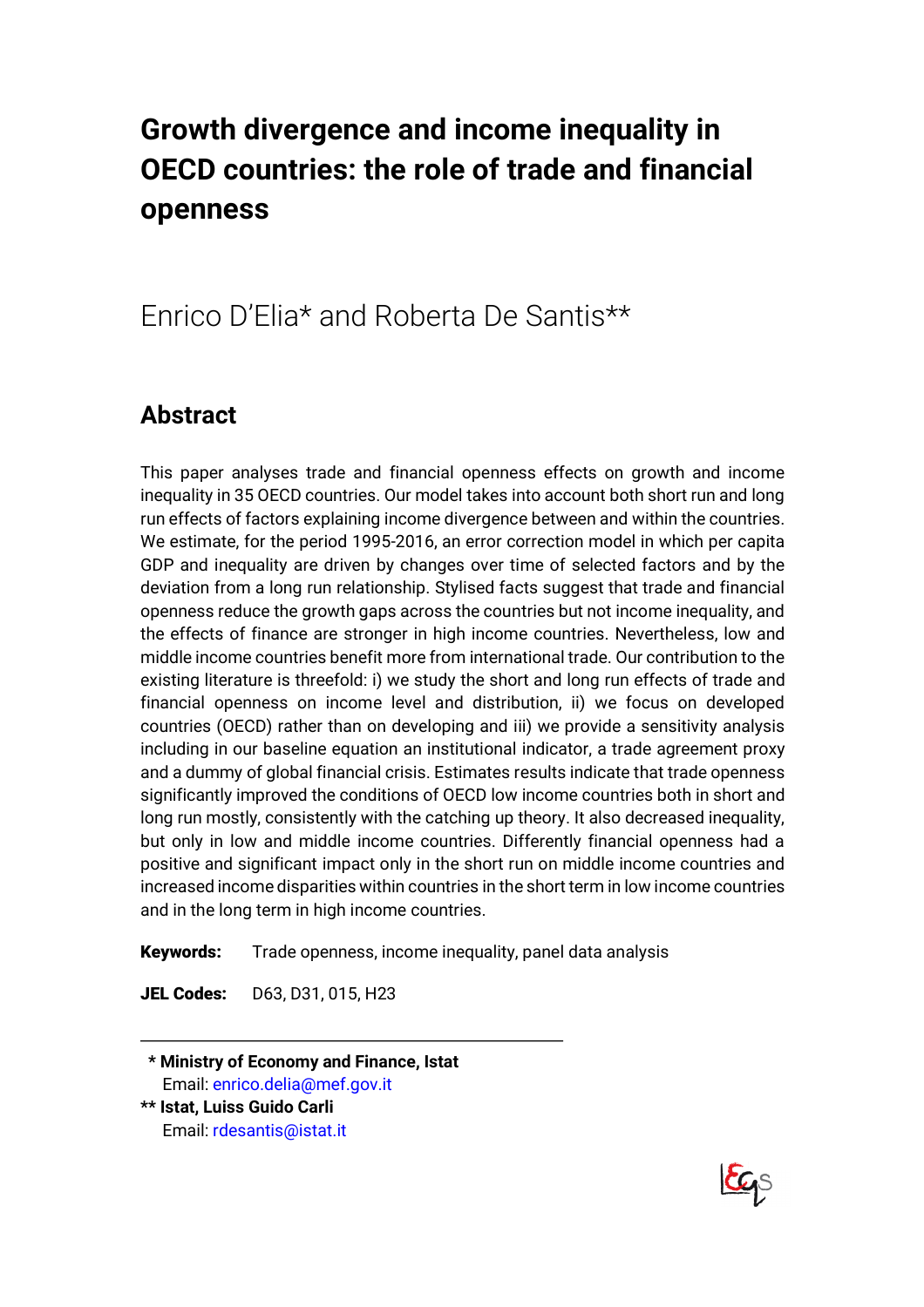# Growth divergence and income inequality in OECD countries: the role of trade and financial openness

Enrico D'Elia* and Roberta De Santis**

## Abstract

This paper analyses trade and financial openness effects on growth and income inequality in 35 OECD countries. Our model takes into account both short run and long run effects of factors explaining income divergence between and within the countries. We estimate, for the period 1995-2016, an error correction model in which per capita GDP and inequality are driven by changes over time of selected factors and by the deviation from a long run relationship. Stylised facts suggest that trade and financial openness reduce the growth gaps across the countries but not income inequality, and the effects of finance are stronger in high income countries. Nevertheless, low and middle income countries benefit more from international trade. Our contribution to the existing literature is threefold: i) we study the short and long run effects of trade and financial openness on income level and distribution, ii) we focus on developed countries (OECD) rather than on developing and iii) we provide a sensitivity analysis including in our baseline equation an institutional indicator, a trade agreement proxy and a dummy of global financial crisis. Estimates results indicate that trade openness significantly improved the conditions of OECD low income countries both in short and long run mostly, consistently with the catching up theory. It also decreased inequality, but only in low and middle income countries. Differently financial openness had a positive and significant impact only in the short run on middle income countries and increased income disparities within countries in the short term in low income countries and in the long term in high income countries.

**Keywords:** Trade openness, income inequality, panel data analysis

**JEL Codes:** D63, D31, 015, H23

\* **Ministry of Economy and Finance, Istat**
Email: enrico.delia@mef.gov.it

\*\* **Istat, Luiss Guido Carli**
Email: rdesantis@istat.it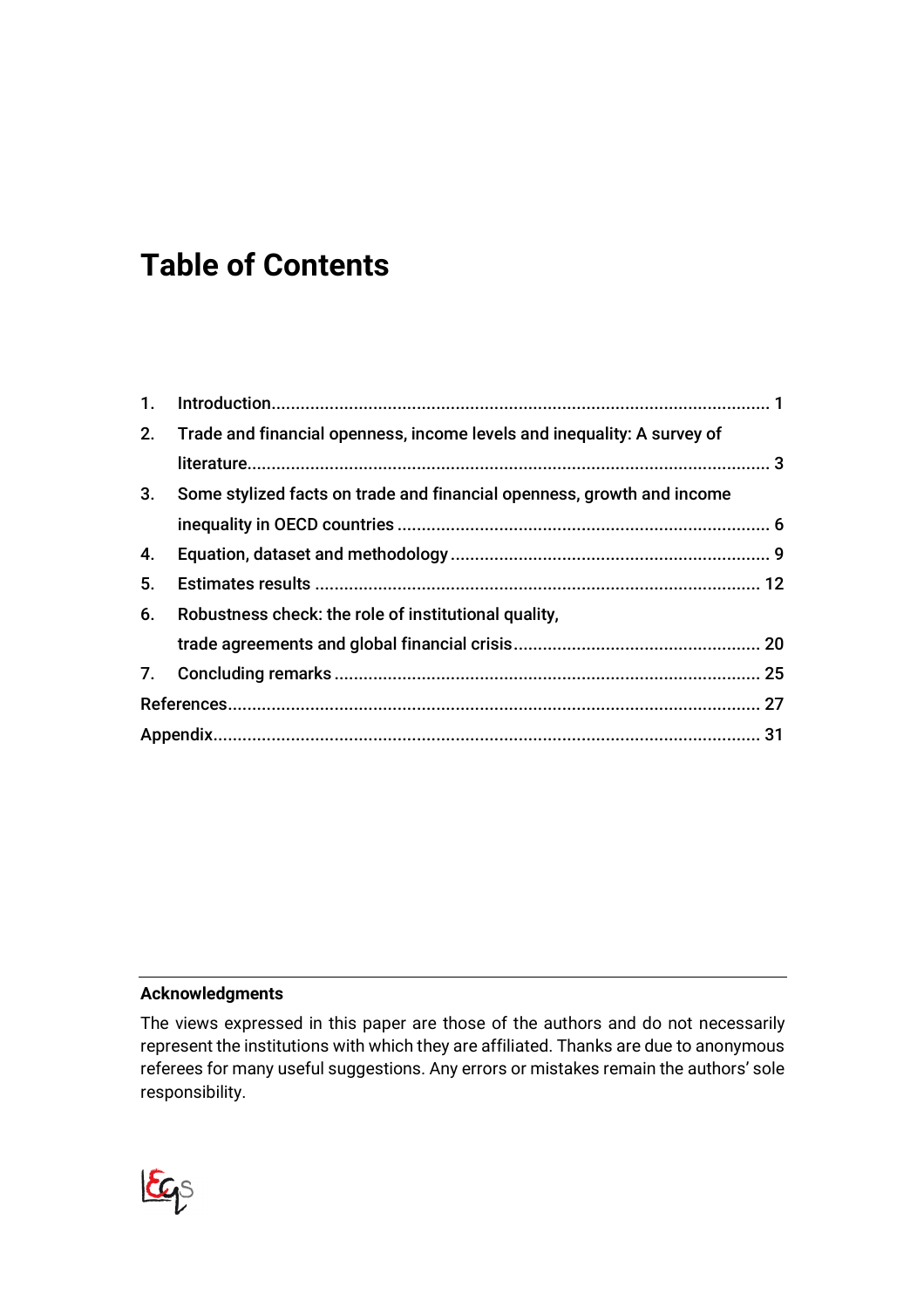# Table of Contents

1. Introduction ........................................................................................................ 1
2. Trade and financial openness, income levels and inequality: A survey of literature ........................................................................................................ 3
3. Some stylized facts on trade and financial openness, growth and income inequality in OECD countries ........................................................................................................ 6
4. Equation, dataset and methodology ........................................................................................................ 9
5. Estimates results ........................................................................................................ 12
6. Robustness check: the role of institutional quality, trade agreements and global financial crisis ........................................................................................................ 20
7. Concluding remarks ........................................................................................................ 25

References ........................................................................................................ 27

Appendix ........................................................................................................ 31

**Acknowledgments**

The views expressed in this paper are those of the authors and do not necessarily represent the institutions with which they are affiliated. Thanks are due to anonymous referees for many useful suggestions. Any errors or mistakes remain the authors' sole responsibility.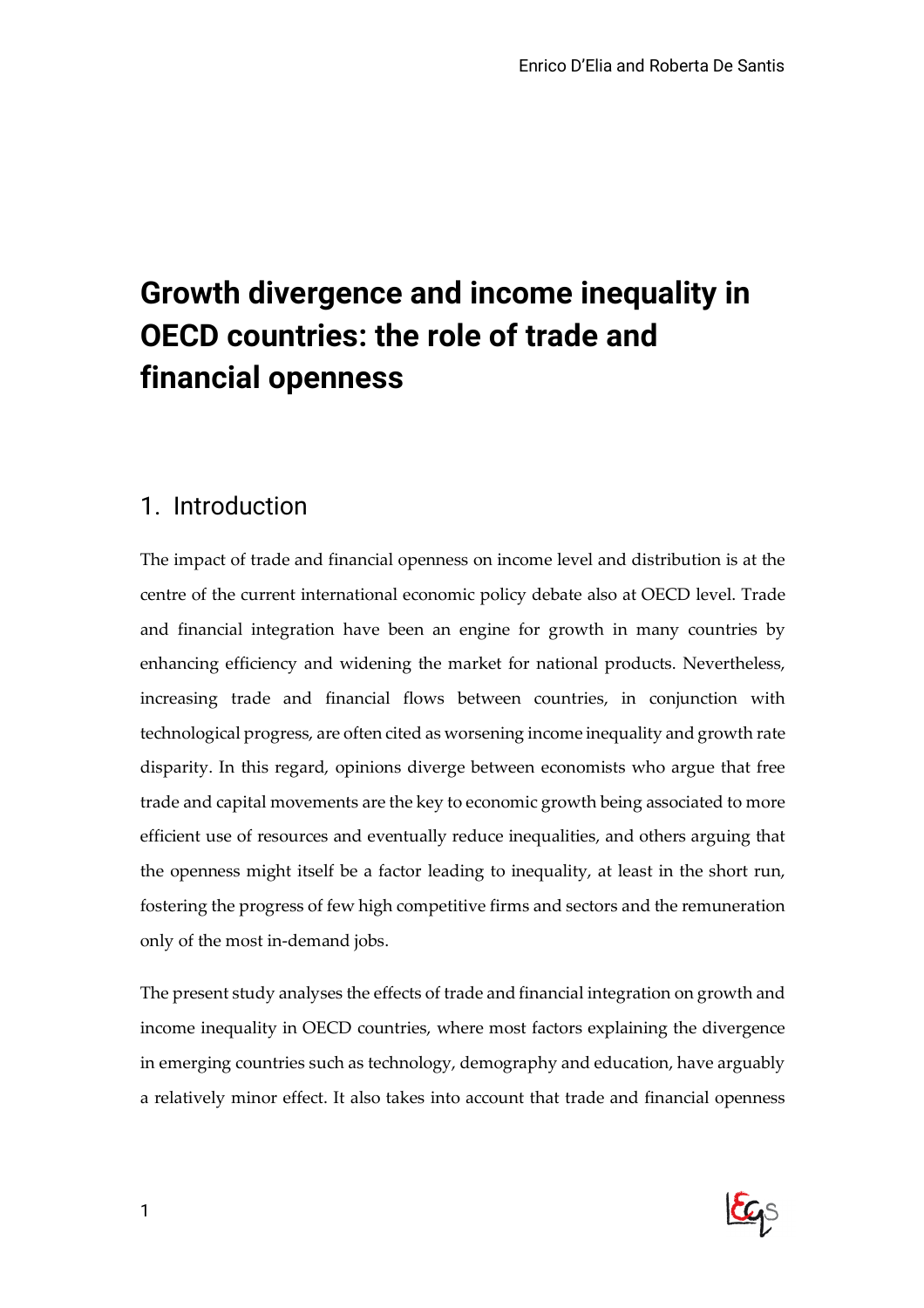# Growth divergence and income inequality in OECD countries: the role of trade and financial openness

## 1. Introduction

The impact of trade and financial openness on income level and distribution is at the centre of the current international economic policy debate also at OECD level. Trade and financial integration have been an engine for growth in many countries by enhancing efficiency and widening the market for national products. Nevertheless, increasing trade and financial flows between countries, in conjunction with technological progress, are often cited as worsening income inequality and growth rate disparity. In this regard, opinions diverge between economists who argue that free trade and capital movements are the key to economic growth being associated to more efficient use of resources and eventually reduce inequalities, and others arguing that the openness might itself be a factor leading to inequality, at least in the short run, fostering the progress of few high competitive firms and sectors and the remuneration only of the most in-demand jobs.

The present study analyses the effects of trade and financial integration on growth and income inequality in OECD countries, where most factors explaining the divergence in emerging countries such as technology, demography and education, have arguably a relatively minor effect. It also takes into account that trade and financial openness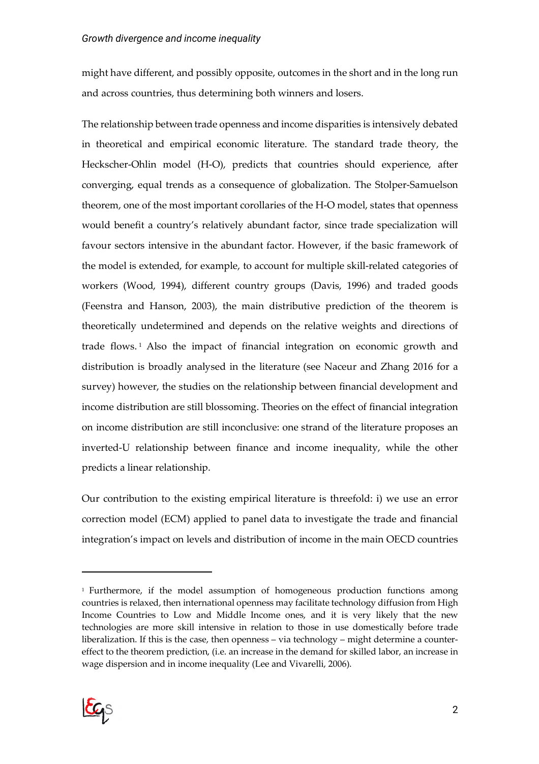might have different, and possibly opposite, outcomes in the short and in the long run and across countries, thus determining both winners and losers.

The relationship between trade openness and income disparities is intensively debated in theoretical and empirical economic literature. The standard trade theory, the Heckscher-Ohlin model (H-O), predicts that countries should experience, after converging, equal trends as a consequence of globalization. The Stolper-Samuelson theorem, one of the most important corollaries of the H-O model, states that openness would benefit a country's relatively abundant factor, since trade specialization will favour sectors intensive in the abundant factor. However, if the basic framework of the model is extended, for example, to account for multiple skill-related categories of workers (Wood, 1994), different country groups (Davis, 1996) and traded goods (Feenstra and Hanson, 2003), the main distributive prediction of the theorem is theoretically undetermined and depends on the relative weights and directions of trade flows.[1] Also the impact of financial integration on economic growth and distribution is broadly analysed in the literature (see Naceur and Zhang 2016 for a survey) however, the studies on the relationship between financial development and income distribution are still blossoming. Theories on the effect of financial integration on income distribution are still inconclusive: one strand of the literature proposes an inverted-U relationship between finance and income inequality, while the other predicts a linear relationship.

Our contribution to the existing empirical literature is threefold: i) we use an error correction model (ECM) applied to panel data to investigate the trade and financial integration's impact on levels and distribution of income in the main OECD countries

---

[1] Furthermore, if the model assumption of homogeneous production functions among countries is relaxed, then international openness may facilitate technology diffusion from High Income Countries to Low and Middle Income ones, and it is very likely that the new technologies are more skill intensive in relation to those in use domestically before trade liberalization. If this is the case, then openness – via technology – might determine a counter-effect to the theorem prediction, (i.e. an increase in the demand for skilled labor, an increase in wage dispersion and in income inequality (Lee and Vivarelli, 2006).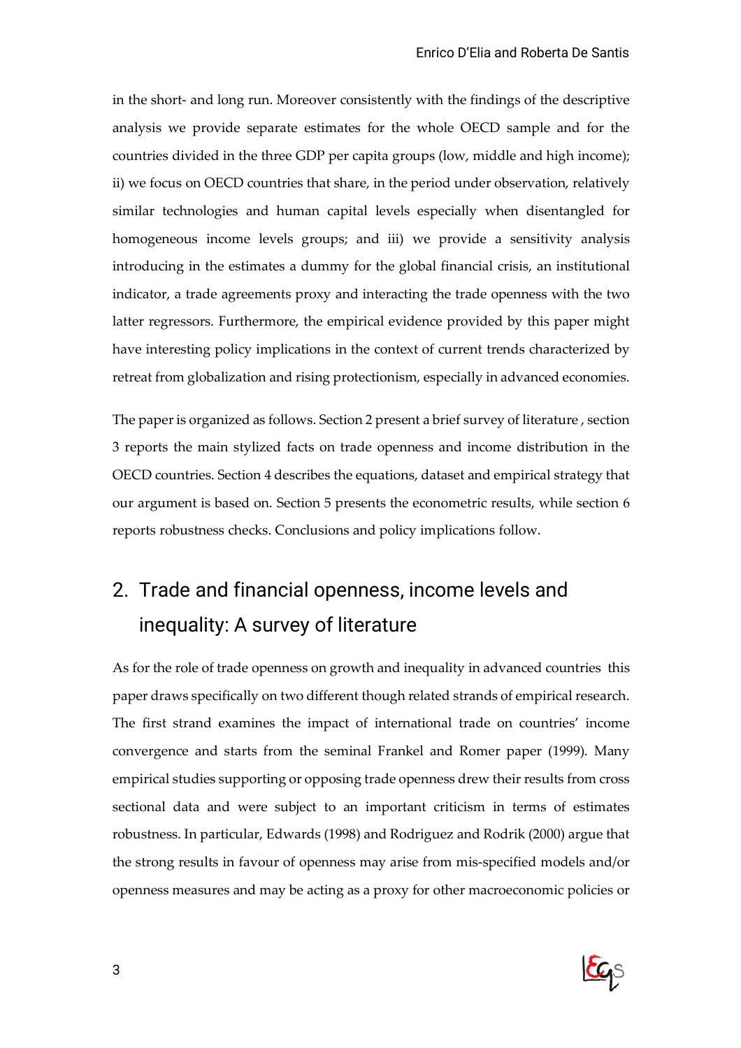in the short- and long run. Moreover consistently with the findings of the descriptive analysis we provide separate estimates for the whole OECD sample and for the countries divided in the three GDP per capita groups (low, middle and high income); ii) we focus on OECD countries that share, in the period under observation, relatively similar technologies and human capital levels especially when disentangled for homogeneous income levels groups; and iii) we provide a sensitivity analysis introducing in the estimates a dummy for the global financial crisis, an institutional indicator, a trade agreements proxy and interacting the trade openness with the two latter regressors. Furthermore, the empirical evidence provided by this paper might have interesting policy implications in the context of current trends characterized by retreat from globalization and rising protectionism, especially in advanced economies.

The paper is organized as follows. Section 2 present a brief survey of literature , section 3 reports the main stylized facts on trade openness and income distribution in the OECD countries. Section 4 describes the equations, dataset and empirical strategy that our argument is based on. Section 5 presents the econometric results, while section 6 reports robustness checks. Conclusions and policy implications follow.

## 2. Trade and financial openness, income levels and inequality: A survey of literature

As for the role of trade openness on growth and inequality in advanced countries this paper draws specifically on two different though related strands of empirical research. The first strand examines the impact of international trade on countries' income convergence and starts from the seminal Frankel and Romer paper (1999). Many empirical studies supporting or opposing trade openness drew their results from cross sectional data and were subject to an important criticism in terms of estimates robustness. In particular, Edwards (1998) and Rodriguez and Rodrik (2000) argue that the strong results in favour of openness may arise from mis-specified models and/or openness measures and may be acting as a proxy for other macroeconomic policies or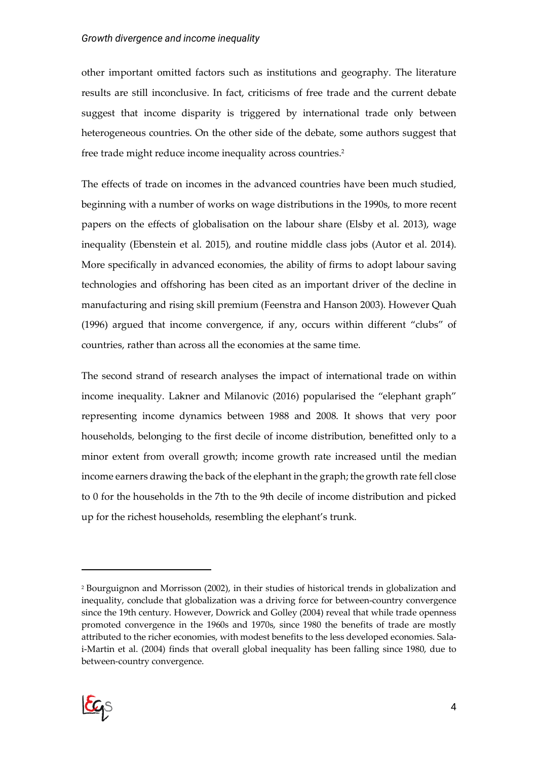other important omitted factors such as institutions and geography. The literature results are still inconclusive. In fact, criticisms of free trade and the current debate suggest that income disparity is triggered by international trade only between heterogeneous countries. On the other side of the debate, some authors suggest that free trade might reduce income inequality across countries.[2]

The effects of trade on incomes in the advanced countries have been much studied, beginning with a number of works on wage distributions in the 1990s, to more recent papers on the effects of globalisation on the labour share (Elsby et al. 2013), wage inequality (Ebenstein et al. 2015), and routine middle class jobs (Autor et al. 2014). More specifically in advanced economies, the ability of firms to adopt labour saving technologies and offshoring has been cited as an important driver of the decline in manufacturing and rising skill premium (Feenstra and Hanson 2003). However Quah (1996) argued that income convergence, if any, occurs within different "clubs" of countries, rather than across all the economies at the same time.

The second strand of research analyses the impact of international trade on within income inequality. Lakner and Milanovic (2016) popularised the "elephant graph" representing income dynamics between 1988 and 2008. It shows that very poor households, belonging to the first decile of income distribution, benefitted only to a minor extent from overall growth; income growth rate increased until the median income earners drawing the back of the elephant in the graph; the growth rate fell close to 0 for the households in the 7th to the 9th decile of income distribution and picked up for the richest households, resembling the elephant's trunk.

---

[2] Bourguignon and Morrisson (2002), in their studies of historical trends in globalization and inequality, conclude that globalization was a driving force for between-country convergence since the 19th century. However, Dowrick and Golley (2004) reveal that while trade openness promoted convergence in the 1960s and 1970s, since 1980 the benefits of trade are mostly attributed to the richer economies, with modest benefits to the less developed economies. Sala-i-Martin et al. (2004) finds that overall global inequality has been falling since 1980, due to between-country convergence.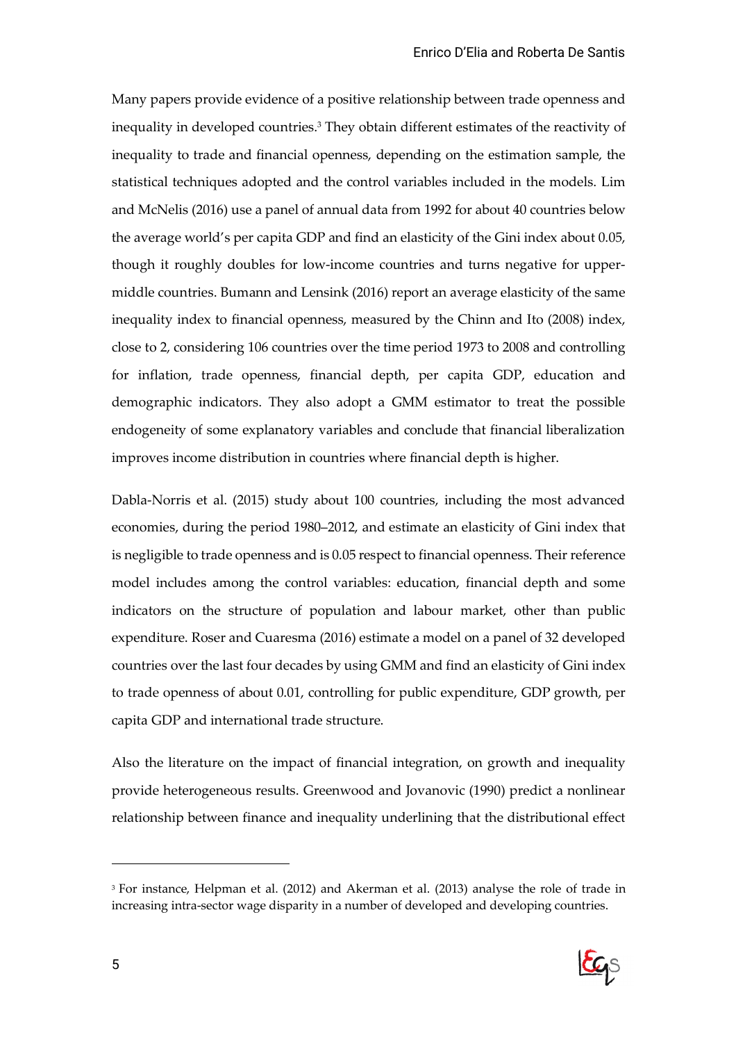Many papers provide evidence of a positive relationship between trade openness and inequality in developed countries.[3] They obtain different estimates of the reactivity of inequality to trade and financial openness, depending on the estimation sample, the statistical techniques adopted and the control variables included in the models. Lim and McNelis (2016) use a panel of annual data from 1992 for about 40 countries below the average world's per capita GDP and find an elasticity of the Gini index about 0.05, though it roughly doubles for low-income countries and turns negative for upper-middle countries. Bumann and Lensink (2016) report an average elasticity of the same inequality index to financial openness, measured by the Chinn and Ito (2008) index, close to 2, considering 106 countries over the time period 1973 to 2008 and controlling for inflation, trade openness, financial depth, per capita GDP, education and demographic indicators. They also adopt a GMM estimator to treat the possible endogeneity of some explanatory variables and conclude that financial liberalization improves income distribution in countries where financial depth is higher.

Dabla-Norris et al. (2015) study about 100 countries, including the most advanced economies, during the period 1980–2012, and estimate an elasticity of Gini index that is negligible to trade openness and is 0.05 respect to financial openness. Their reference model includes among the control variables: education, financial depth and some indicators on the structure of population and labour market, other than public expenditure. Roser and Cuaresma (2016) estimate a model on a panel of 32 developed countries over the last four decades by using GMM and find an elasticity of Gini index to trade openness of about 0.01, controlling for public expenditure, GDP growth, per capita GDP and international trade structure.

Also the literature on the impact of financial integration, on growth and inequality provide heterogeneous results. Greenwood and Jovanovic (1990) predict a nonlinear relationship between finance and inequality underlining that the distributional effect

[3] For instance, Helpman et al. (2012) and Akerman et al. (2013) analyse the role of trade in increasing intra-sector wage disparity in a number of developed and developing countries.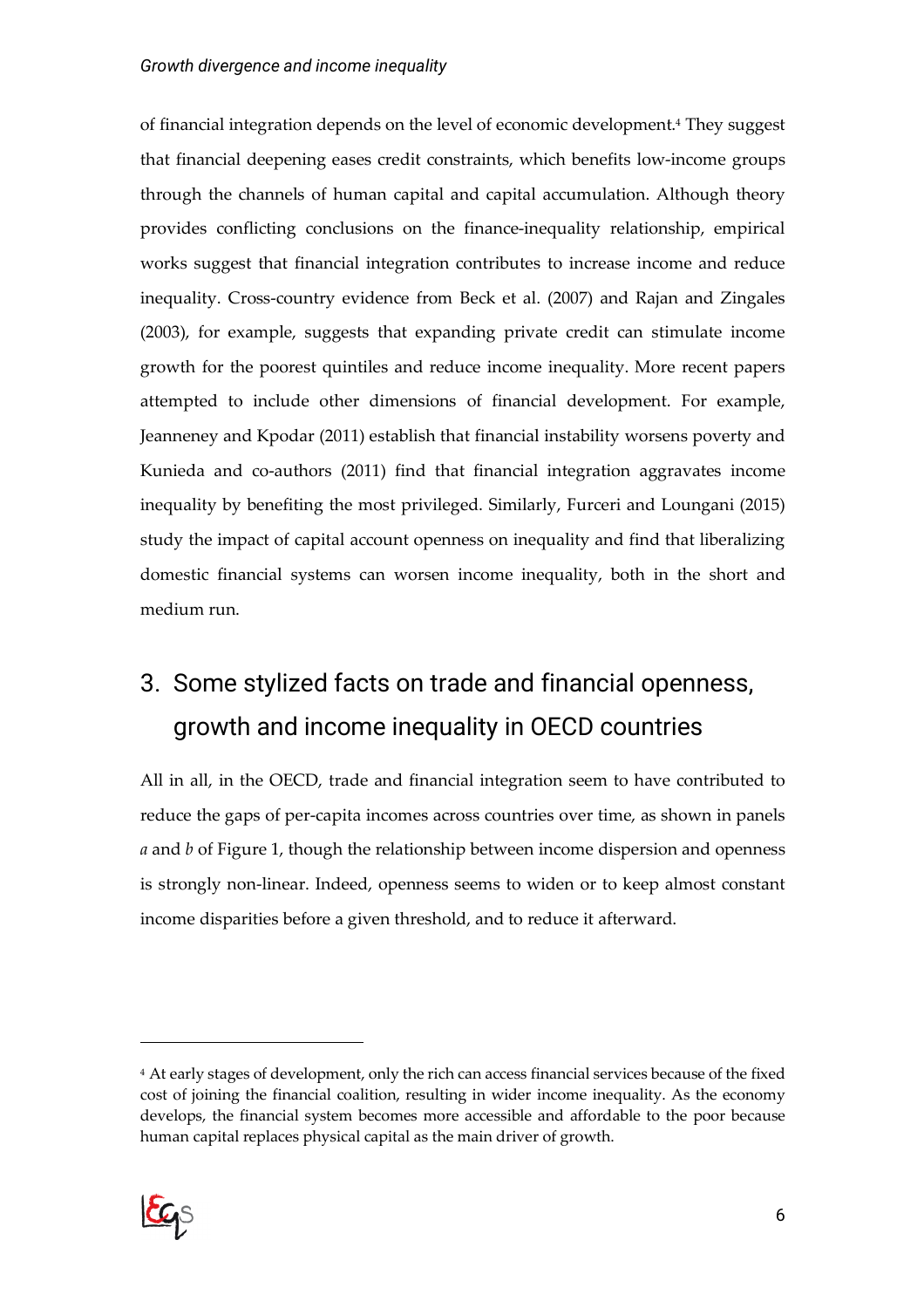of financial integration depends on the level of economic development.[4] They suggest that financial deepening eases credit constraints, which benefits low-income groups through the channels of human capital and capital accumulation. Although theory provides conflicting conclusions on the finance-inequality relationship, empirical works suggest that financial integration contributes to increase income and reduce inequality. Cross-country evidence from Beck et al. (2007) and Rajan and Zingales (2003), for example, suggests that expanding private credit can stimulate income growth for the poorest quintiles and reduce income inequality. More recent papers attempted to include other dimensions of financial development. For example, Jeanneney and Kpodar (2011) establish that financial instability worsens poverty and Kunieda and co-authors (2011) find that financial integration aggravates income inequality by benefiting the most privileged. Similarly, Furceri and Loungani (2015) study the impact of capital account openness on inequality and find that liberalizing domestic financial systems can worsen income inequality, both in the short and medium run.

# 3. Some stylized facts on trade and financial openness, growth and income inequality in OECD countries

All in all, in the OECD, trade and financial integration seem to have contributed to reduce the gaps of per-capita incomes across countries over time, as shown in panels *a* and *b* of Figure 1, though the relationship between income dispersion and openness is strongly non-linear. Indeed, openness seems to widen or to keep almost constant income disparities before a given threshold, and to reduce it afterward.

[4] At early stages of development, only the rich can access financial services because of the fixed cost of joining the financial coalition, resulting in wider income inequality. As the economy develops, the financial system becomes more accessible and affordable to the poor because human capital replaces physical capital as the main driver of growth.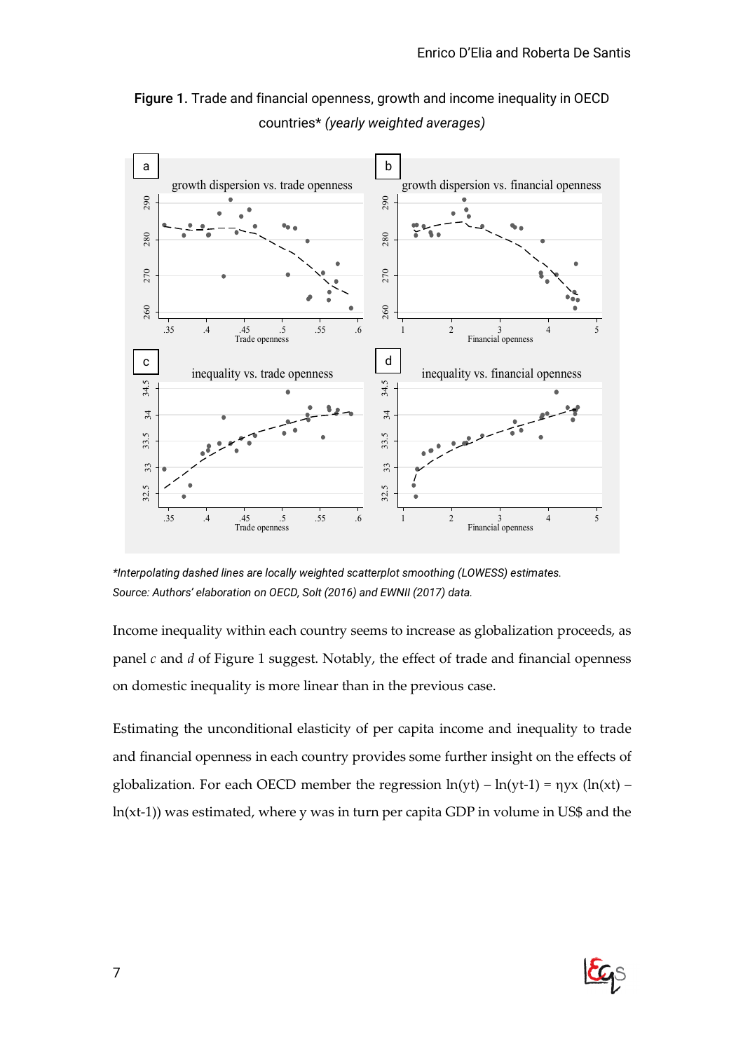**Figure 1.** Trade and financial openness, growth and income inequality in OECD countries* *(yearly weighted averages)*

*\*Interpolating dashed lines are locally weighted scatterplot smoothing (LOWESS) estimates. Source: Authors' elaboration on OECD, Solt (2016) and EWNII (2017) data.*

Income inequality within each country seems to increase as globalization proceeds, as panel *c* and *d* of Figure 1 suggest. Notably, the effect of trade and financial openness on domestic inequality is more linear than in the previous case.

Estimating the unconditional elasticity of per capita income and inequality to trade and financial openness in each country provides some further insight on the effects of globalization. For each OECD member the regression $\ln(y_t) - \ln(y_{t-1}) = \eta_{yx} (\ln(x_t) - \ln(x_{t-1}))$ was estimated, where y was in turn per capita GDP in volume in US$ and the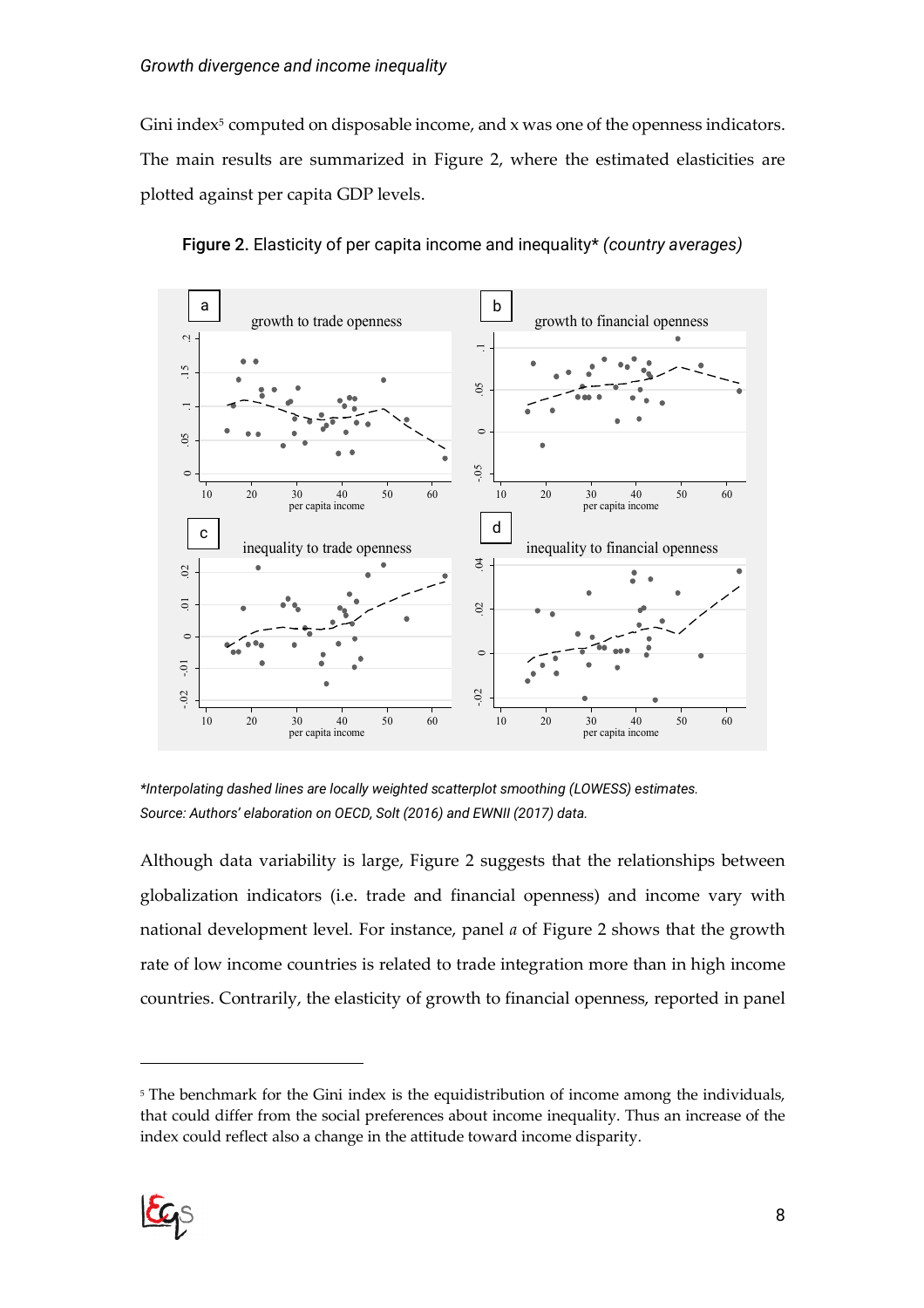Gini index[5] computed on disposable income, and x was one of the openness indicators. The main results are summarized in Figure 2, where the estimated elasticities are plotted against per capita GDP levels.

**Figure 2.** Elasticity of per capita income and inequality* *(country averages)*

*\*Interpolating dashed lines are locally weighted scatterplot smoothing (LOWESS) estimates.*
*Source: Authors' elaboration on OECD, Solt (2016) and EWNII (2017) data.*

Although data variability is large, Figure 2 suggests that the relationships between globalization indicators (i.e. trade and financial openness) and income vary with national development level. For instance, panel *a* of Figure 2 shows that the growth rate of low income countries is related to trade integration more than in high income countries. Contrarily, the elasticity of growth to financial openness, reported in panel

[5] The benchmark for the Gini index is the equidistribution of income among the individuals, that could differ from the social preferences about income inequality. Thus an increase of the index could reflect also a change in the attitude toward income disparity.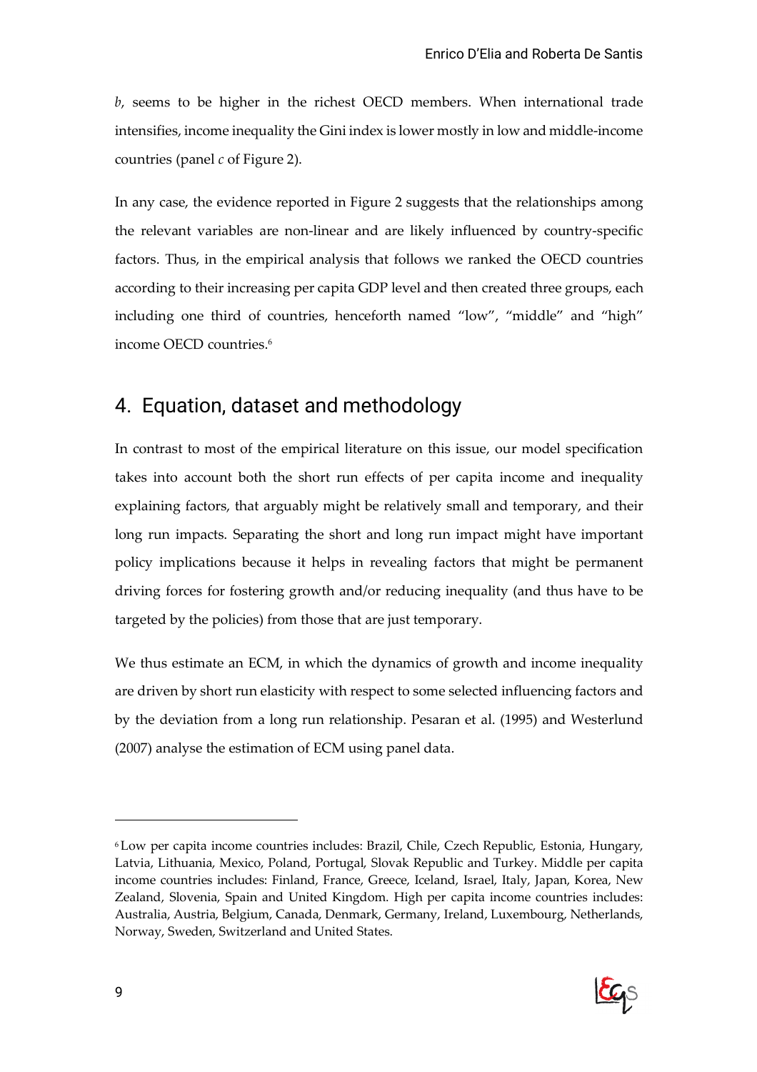*b*, seems to be higher in the richest OECD members. When international trade intensifies, income inequality the Gini index is lower mostly in low and middle-income countries (panel *c* of Figure 2).

In any case, the evidence reported in Figure 2 suggests that the relationships among the relevant variables are non-linear and are likely influenced by country-specific factors. Thus, in the empirical analysis that follows we ranked the OECD countries according to their increasing per capita GDP level and then created three groups, each including one third of countries, henceforth named "low", "middle" and "high" income OECD countries.[6]

## 4. Equation, dataset and methodology

In contrast to most of the empirical literature on this issue, our model specification takes into account both the short run effects of per capita income and inequality explaining factors, that arguably might be relatively small and temporary, and their long run impacts. Separating the short and long run impact might have important policy implications because it helps in revealing factors that might be permanent driving forces for fostering growth and/or reducing inequality (and thus have to be targeted by the policies) from those that are just temporary.

We thus estimate an ECM, in which the dynamics of growth and income inequality are driven by short run elasticity with respect to some selected influencing factors and by the deviation from a long run relationship. Pesaran et al. (1995) and Westerlund (2007) analyse the estimation of ECM using panel data.

---

[6] Low per capita income countries includes: Brazil, Chile, Czech Republic, Estonia, Hungary, Latvia, Lithuania, Mexico, Poland, Portugal, Slovak Republic and Turkey. Middle per capita income countries includes: Finland, France, Greece, Iceland, Israel, Italy, Japan, Korea, New Zealand, Slovenia, Spain and United Kingdom. High per capita income countries includes: Australia, Austria, Belgium, Canada, Denmark, Germany, Ireland, Luxembourg, Netherlands, Norway, Sweden, Switzerland and United States.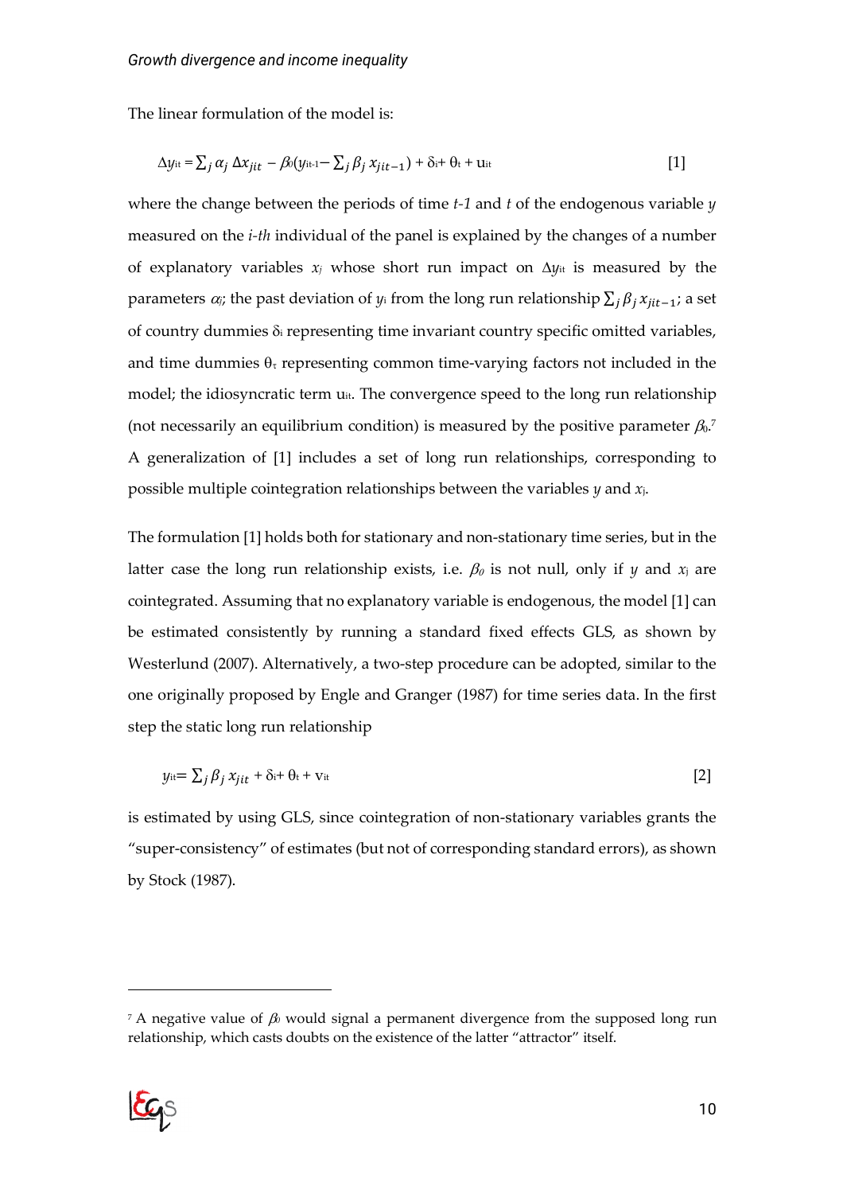The linear formulation of the model is:

$$\Delta y_{it} = \sum_j \alpha_j \, \Delta x_{jit} - \beta_0 (y_{it-1} - \sum_j \beta_j \, x_{jit-1}) + \delta_i + \theta_t + u_{it} \quad [1]$$

where the change between the periods of time *t-1* and *t* of the endogenous variable *y* measured on the *i-th* individual of the panel is explained by the changes of a number of explanatory variables $x_j$ whose short run impact on $\Delta y_{it}$ is measured by the parameters $\alpha_j$; the past deviation of $y_i$ from the long run relationship $\sum_j \beta_j \, x_{jit-1}$; a set of country dummies $\delta_i$ representing time invariant country specific omitted variables, and time dummies $\theta_\tau$ representing common time-varying factors not included in the model; the idiosyncratic term $u_{it}$. The convergence speed to the long run relationship (not necessarily an equilibrium condition) is measured by the positive parameter $\beta_0$.[7] A generalization of [1] includes a set of long run relationships, corresponding to possible multiple cointegration relationships between the variables *y* and $x_j$.

The formulation [1] holds both for stationary and non-stationary time series, but in the latter case the long run relationship exists, i.e. $\beta_0$ is not null, only if *y* and $x_j$ are cointegrated. Assuming that no explanatory variable is endogenous, the model [1] can be estimated consistently by running a standard fixed effects GLS, as shown by Westerlund (2007). Alternatively, a two-step procedure can be adopted, similar to the one originally proposed by Engle and Granger (1987) for time series data. In the first step the static long run relationship

$$y_{it} = \sum_j \beta_j \, x_{jit} + \delta_i + \theta_t + v_{it} \quad [2]$$

is estimated by using GLS, since cointegration of non-stationary variables grants the "super-consistency" of estimates (but not of corresponding standard errors), as shown by Stock (1987).

[7] A negative value of $\beta_0$ would signal a permanent divergence from the supposed long run relationship, which casts doubts on the existence of the latter "attractor" itself.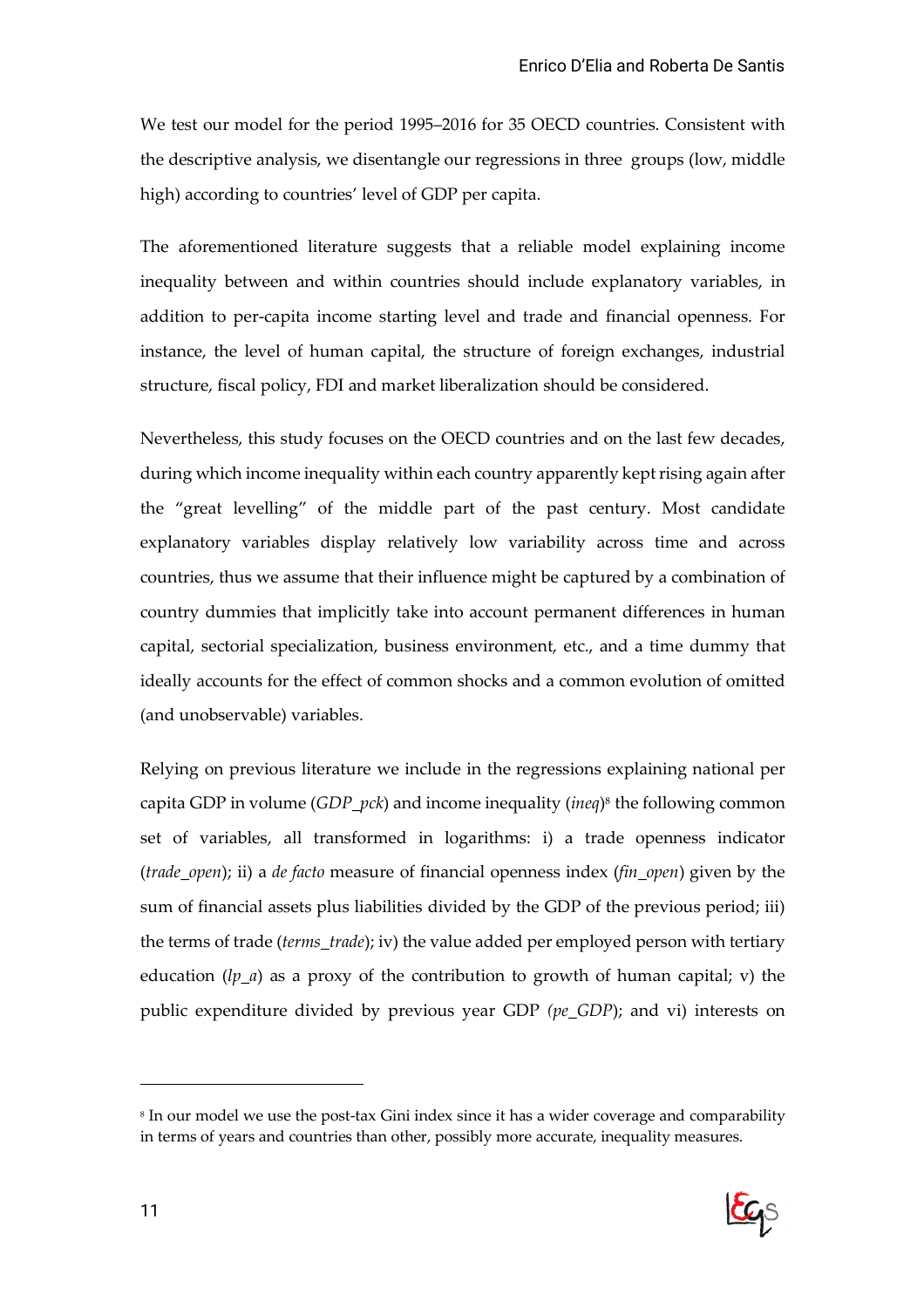We test our model for the period 1995–2016 for 35 OECD countries. Consistent with the descriptive analysis, we disentangle our regressions in three groups (low, middle high) according to countries' level of GDP per capita.

The aforementioned literature suggests that a reliable model explaining income inequality between and within countries should include explanatory variables, in addition to per-capita income starting level and trade and financial openness. For instance, the level of human capital, the structure of foreign exchanges, industrial structure, fiscal policy, FDI and market liberalization should be considered.

Nevertheless, this study focuses on the OECD countries and on the last few decades, during which income inequality within each country apparently kept rising again after the "great levelling" of the middle part of the past century. Most candidate explanatory variables display relatively low variability across time and across countries, thus we assume that their influence might be captured by a combination of country dummies that implicitly take into account permanent differences in human capital, sectorial specialization, business environment, etc., and a time dummy that ideally accounts for the effect of common shocks and a common evolution of omitted (and unobservable) variables.

Relying on previous literature we include in the regressions explaining national per capita GDP in volume (*GDP_pck*) and income inequality (*ineq*)[8] the following common set of variables, all transformed in logarithms: i) a trade openness indicator (*trade_open*); ii) a *de facto* measure of financial openness index (*fin_open*) given by the sum of financial assets plus liabilities divided by the GDP of the previous period; iii) the terms of trade (*terms_trade*); iv) the value added per employed person with tertiary education (*lp_a*) as a proxy of the contribution to growth of human capital; v) the public expenditure divided by previous year GDP (*pe_GDP*); and vi) interests on

[8] In our model we use the post-tax Gini index since it has a wider coverage and comparability in terms of years and countries than other, possibly more accurate, inequality measures.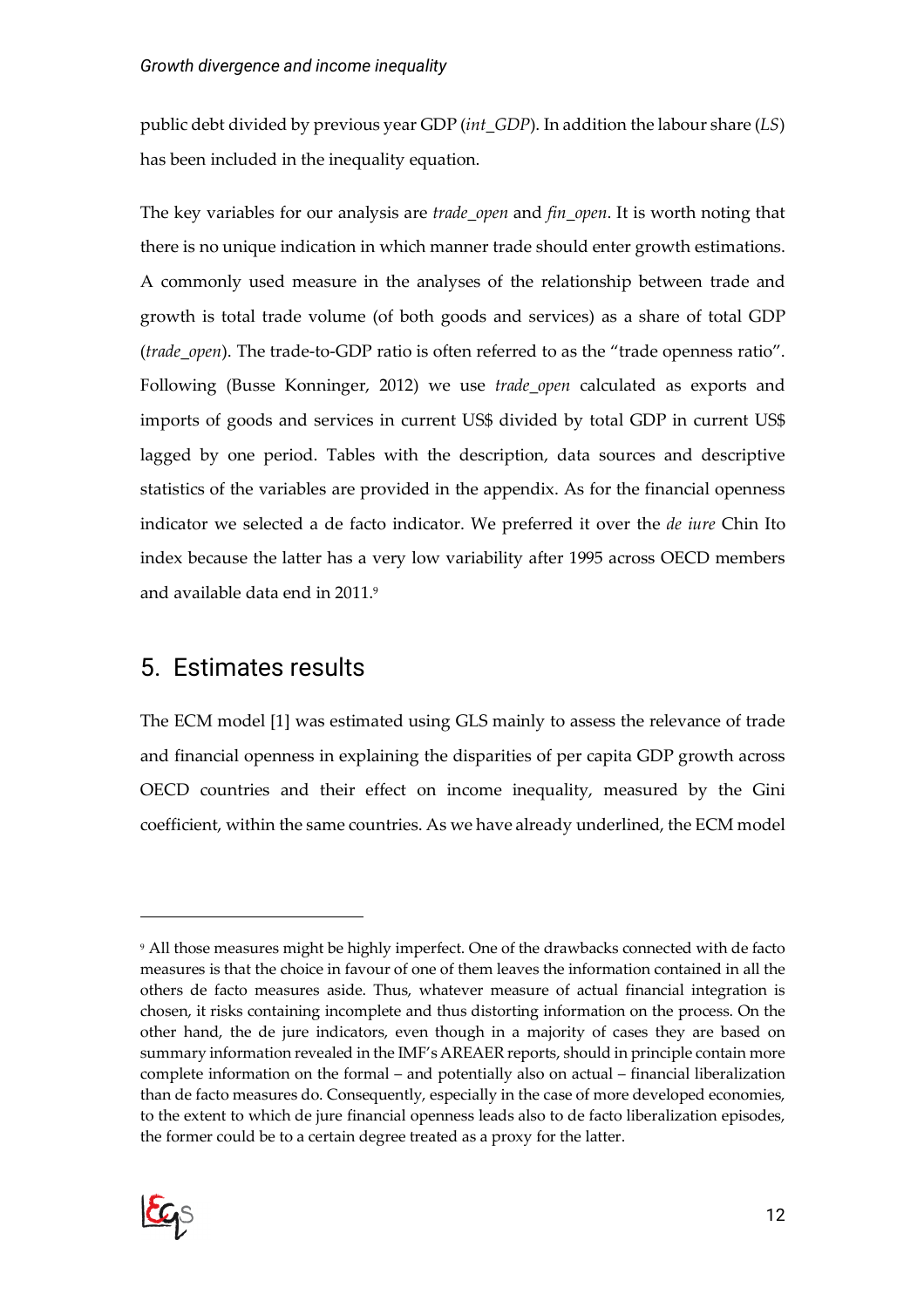public debt divided by previous year GDP (*int_GDP*). In addition the labour share (*LS*) has been included in the inequality equation.

The key variables for our analysis are *trade_open* and *fin_open*. It is worth noting that there is no unique indication in which manner trade should enter growth estimations. A commonly used measure in the analyses of the relationship between trade and growth is total trade volume (of both goods and services) as a share of total GDP (*trade_open*). The trade-to-GDP ratio is often referred to as the "trade openness ratio". Following (Busse Konninger, 2012) we use *trade_open* calculated as exports and imports of goods and services in current US$ divided by total GDP in current US$ lagged by one period. Tables with the description, data sources and descriptive statistics of the variables are provided in the appendix. As for the financial openness indicator we selected a de facto indicator. We preferred it over the *de iure* Chin Ito index because the latter has a very low variability after 1995 across OECD members and available data end in 2011.[9]

## 5. Estimates results

The ECM model [1] was estimated using GLS mainly to assess the relevance of trade and financial openness in explaining the disparities of per capita GDP growth across OECD countries and their effect on income inequality, measured by the Gini coefficient, within the same countries. As we have already underlined, the ECM model

---

[9] All those measures might be highly imperfect. One of the drawbacks connected with de facto measures is that the choice in favour of one of them leaves the information contained in all the others de facto measures aside. Thus, whatever measure of actual financial integration is chosen, it risks containing incomplete and thus distorting information on the process. On the other hand, the de jure indicators, even though in a majority of cases they are based on summary information revealed in the IMF's AREAER reports, should in principle contain more complete information on the formal – and potentially also on actual – financial liberalization than de facto measures do. Consequently, especially in the case of more developed economies, to the extent to which de jure financial openness leads also to de facto liberalization episodes, the former could be to a certain degree treated as a proxy for the latter.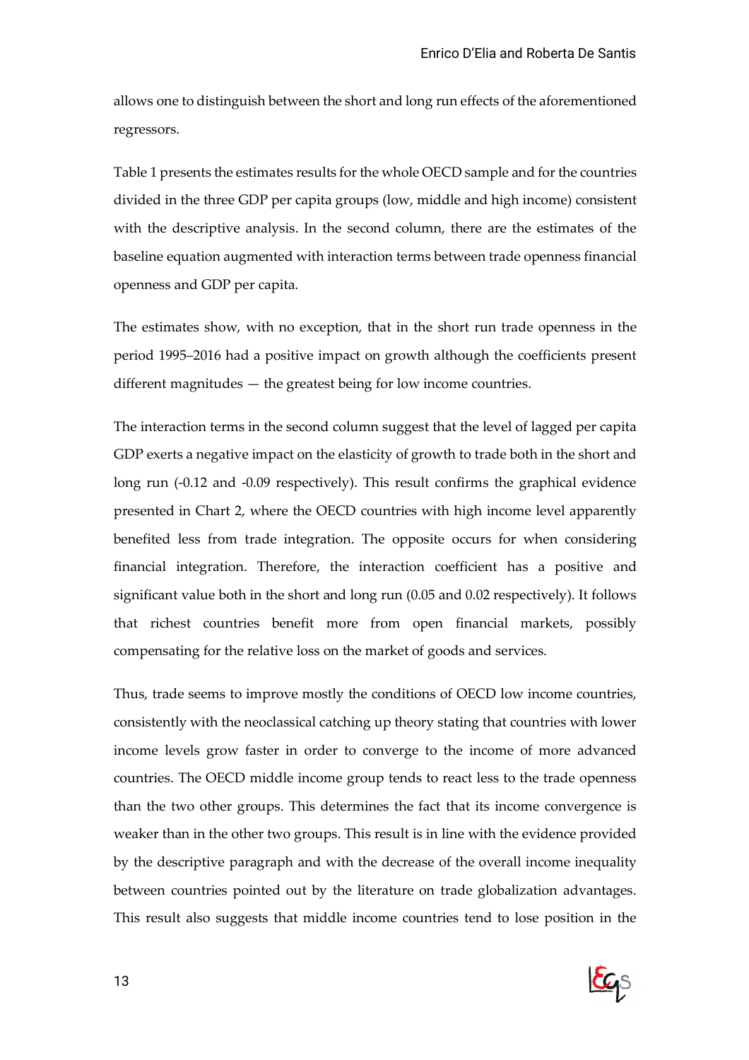allows one to distinguish between the short and long run effects of the aforementioned regressors.

Table 1 presents the estimates results for the whole OECD sample and for the countries divided in the three GDP per capita groups (low, middle and high income) consistent with the descriptive analysis. In the second column, there are the estimates of the baseline equation augmented with interaction terms between trade openness financial openness and GDP per capita.

The estimates show, with no exception, that in the short run trade openness in the period 1995–2016 had a positive impact on growth although the coefficients present different magnitudes — the greatest being for low income countries.

The interaction terms in the second column suggest that the level of lagged per capita GDP exerts a negative impact on the elasticity of growth to trade both in the short and long run (-0.12 and -0.09 respectively). This result confirms the graphical evidence presented in Chart 2, where the OECD countries with high income level apparently benefited less from trade integration. The opposite occurs for when considering financial integration. Therefore, the interaction coefficient has a positive and significant value both in the short and long run (0.05 and 0.02 respectively). It follows that richest countries benefit more from open financial markets, possibly compensating for the relative loss on the market of goods and services.

Thus, trade seems to improve mostly the conditions of OECD low income countries, consistently with the neoclassical catching up theory stating that countries with lower income levels grow faster in order to converge to the income of more advanced countries. The OECD middle income group tends to react less to the trade openness than the two other groups. This determines the fact that its income convergence is weaker than in the other two groups. This result is in line with the evidence provided by the descriptive paragraph and with the decrease of the overall income inequality between countries pointed out by the literature on trade globalization advantages. This result also suggests that middle income countries tend to lose position in the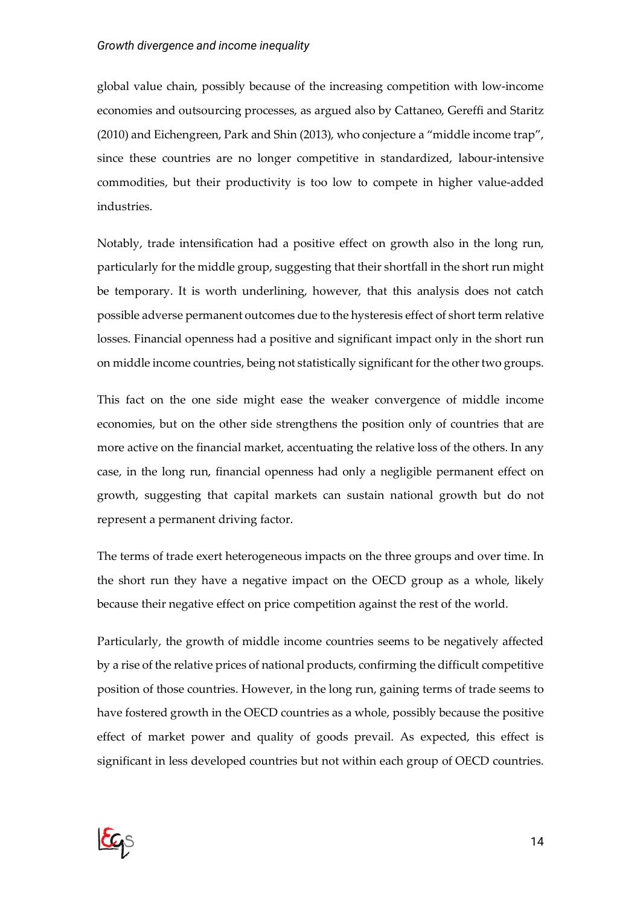global value chain, possibly because of the increasing competition with low-income economies and outsourcing processes, as argued also by Cattaneo, Gereffi and Staritz (2010) and Eichengreen, Park and Shin (2013), who conjecture a "middle income trap", since these countries are no longer competitive in standardized, labour-intensive commodities, but their productivity is too low to compete in higher value-added industries.

Notably, trade intensification had a positive effect on growth also in the long run, particularly for the middle group, suggesting that their shortfall in the short run might be temporary. It is worth underlining, however, that this analysis does not catch possible adverse permanent outcomes due to the hysteresis effect of short term relative losses. Financial openness had a positive and significant impact only in the short run on middle income countries, being not statistically significant for the other two groups.

This fact on the one side might ease the weaker convergence of middle income economies, but on the other side strengthens the position only of countries that are more active on the financial market, accentuating the relative loss of the others. In any case, in the long run, financial openness had only a negligible permanent effect on growth, suggesting that capital markets can sustain national growth but do not represent a permanent driving factor.

The terms of trade exert heterogeneous impacts on the three groups and over time. In the short run they have a negative impact on the OECD group as a whole, likely because their negative effect on price competition against the rest of the world.

Particularly, the growth of middle income countries seems to be negatively affected by a rise of the relative prices of national products, confirming the difficult competitive position of those countries. However, in the long run, gaining terms of trade seems to have fostered growth in the OECD countries as a whole, possibly because the positive effect of market power and quality of goods prevail. As expected, this effect is significant in less developed countries but not within each group of OECD countries.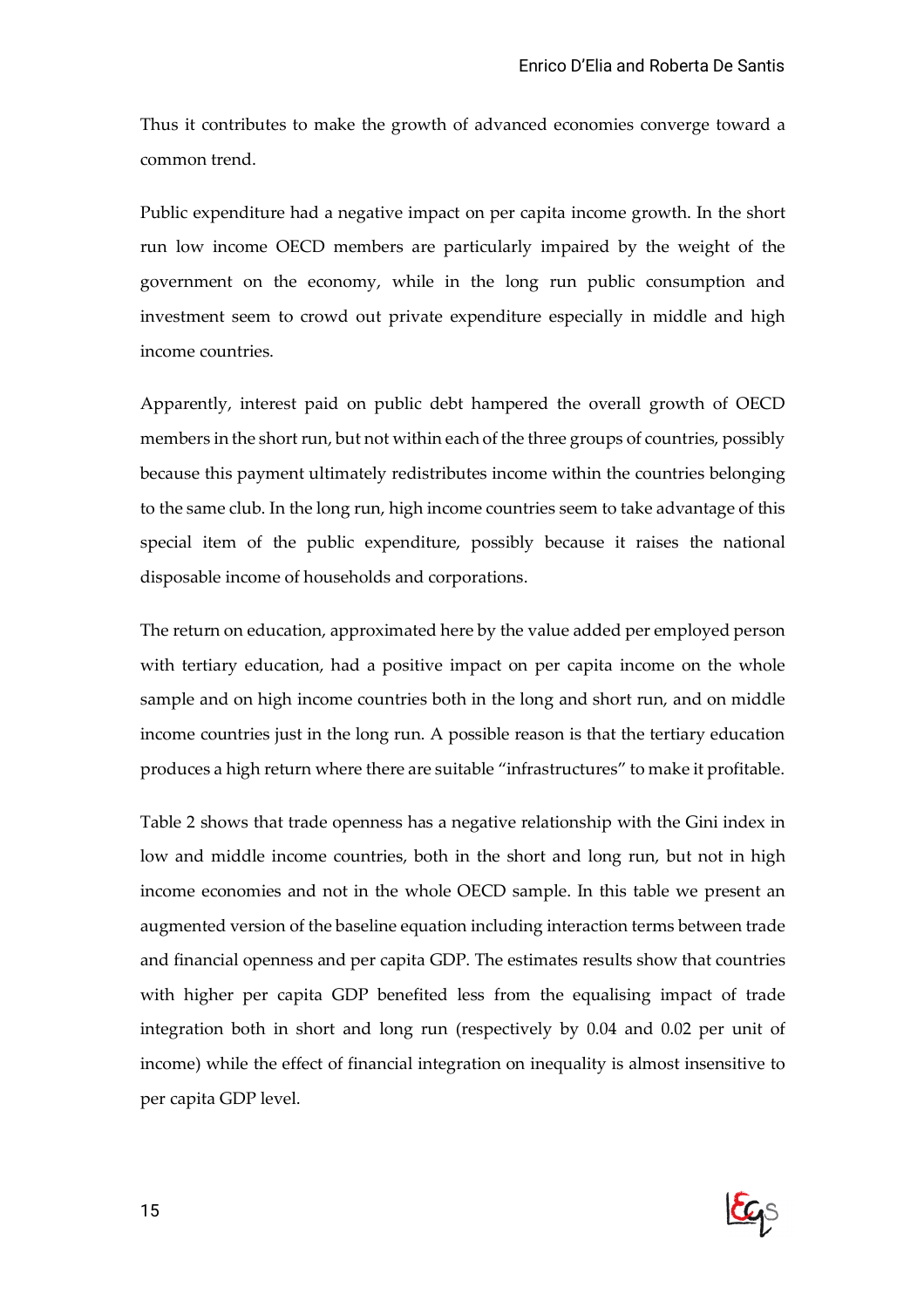Thus it contributes to make the growth of advanced economies converge toward a common trend.

Public expenditure had a negative impact on per capita income growth. In the short run low income OECD members are particularly impaired by the weight of the government on the economy, while in the long run public consumption and investment seem to crowd out private expenditure especially in middle and high income countries.

Apparently, interest paid on public debt hampered the overall growth of OECD members in the short run, but not within each of the three groups of countries, possibly because this payment ultimately redistributes income within the countries belonging to the same club. In the long run, high income countries seem to take advantage of this special item of the public expenditure, possibly because it raises the national disposable income of households and corporations.

The return on education, approximated here by the value added per employed person with tertiary education, had a positive impact on per capita income on the whole sample and on high income countries both in the long and short run, and on middle income countries just in the long run. A possible reason is that the tertiary education produces a high return where there are suitable "infrastructures" to make it profitable.

Table 2 shows that trade openness has a negative relationship with the Gini index in low and middle income countries, both in the short and long run, but not in high income economies and not in the whole OECD sample. In this table we present an augmented version of the baseline equation including interaction terms between trade and financial openness and per capita GDP. The estimates results show that countries with higher per capita GDP benefited less from the equalising impact of trade integration both in short and long run (respectively by 0.04 and 0.02 per unit of income) while the effect of financial integration on inequality is almost insensitive to per capita GDP level.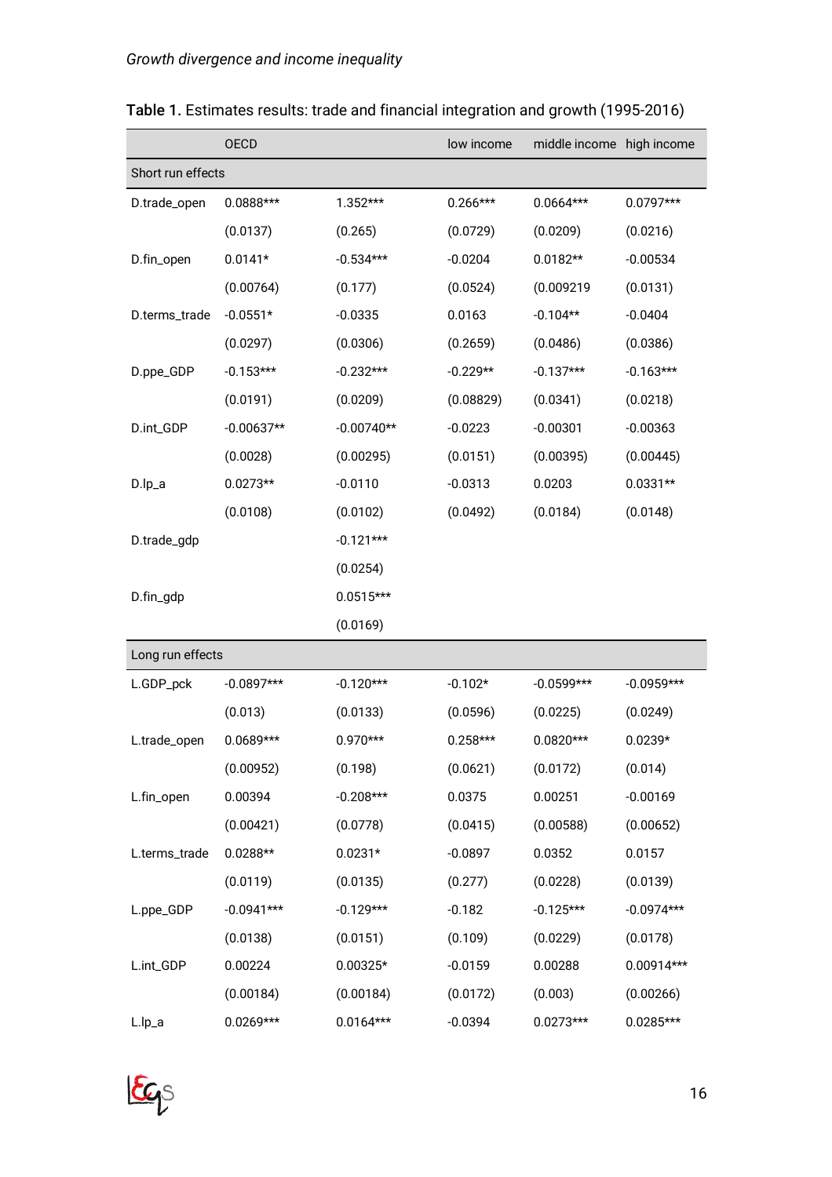**Table 1.** Estimates results: trade and financial integration and growth (1995-2016)

| | OECD | | low income | middle income | high income |
|---|---|---|---|---|---|
| Short run effects | | | | | |
| D.trade_open | 0.0888*** | 1.352*** | 0.266*** | 0.0664*** | 0.0797*** |
| | (0.0137) | (0.265) | (0.0729) | (0.0209) | (0.0216) |
| D.fin_open | 0.0141* | -0.534*** | -0.0204 | 0.0182** | -0.00534 |
| | (0.00764) | (0.177) | (0.0524) | (0.009219 | (0.0131) |
| D.terms_trade | -0.0551* | -0.0335 | 0.0163 | -0.104** | -0.0404 |
| | (0.0297) | (0.0306) | (0.2659) | (0.0486) | (0.0386) |
| D.ppe_GDP | -0.153*** | -0.232*** | -0.229** | -0.137*** | -0.163*** |
| | (0.0191) | (0.0209) | (0.08829) | (0.0341) | (0.0218) |
| D.int_GDP | -0.00637** | -0.00740** | -0.0223 | -0.00301 | -0.00363 |
| | (0.0028) | (0.00295) | (0.0151) | (0.00395) | (0.00445) |
| D.lp_a | 0.0273** | -0.0110 | -0.0313 | 0.0203 | 0.0331** |
| | (0.0108) | (0.0102) | (0.0492) | (0.0184) | (0.0148) |
| D.trade_gdp | | -0.121*** | | | |
| | | (0.0254) | | | |
| D.fin_gdp | | 0.0515*** | | | |
| | | (0.0169) | | | |
| Long run effects | | | | | |
| L.GDP_pck | -0.0897*** | -0.120*** | -0.102* | -0.0599*** | -0.0959*** |
| | (0.013) | (0.0133) | (0.0596) | (0.0225) | (0.0249) |
| L.trade_open | 0.0689*** | 0.970*** | 0.258*** | 0.0820*** | 0.0239* |
| | (0.00952) | (0.198) | (0.0621) | (0.0172) | (0.014) |
| L.fin_open | 0.00394 | -0.208*** | 0.0375 | 0.00251 | -0.00169 |
| | (0.00421) | (0.0778) | (0.0415) | (0.00588) | (0.00652) |
| L.terms_trade | 0.0288** | 0.0231* | -0.0897 | 0.0352 | 0.0157 |
| | (0.0119) | (0.0135) | (0.277) | (0.0228) | (0.0139) |
| L.ppe_GDP | -0.0941*** | -0.129*** | -0.182 | -0.125*** | -0.0974*** |
| | (0.0138) | (0.0151) | (0.109) | (0.0229) | (0.0178) |
| L.int_GDP | 0.00224 | 0.00325* | -0.0159 | 0.00288 | 0.00914*** |
| | (0.00184) | (0.00184) | (0.0172) | (0.003) | (0.00266) |
| L.lp_a | 0.0269*** | 0.0164*** | -0.0394 | 0.0273*** | 0.0285*** |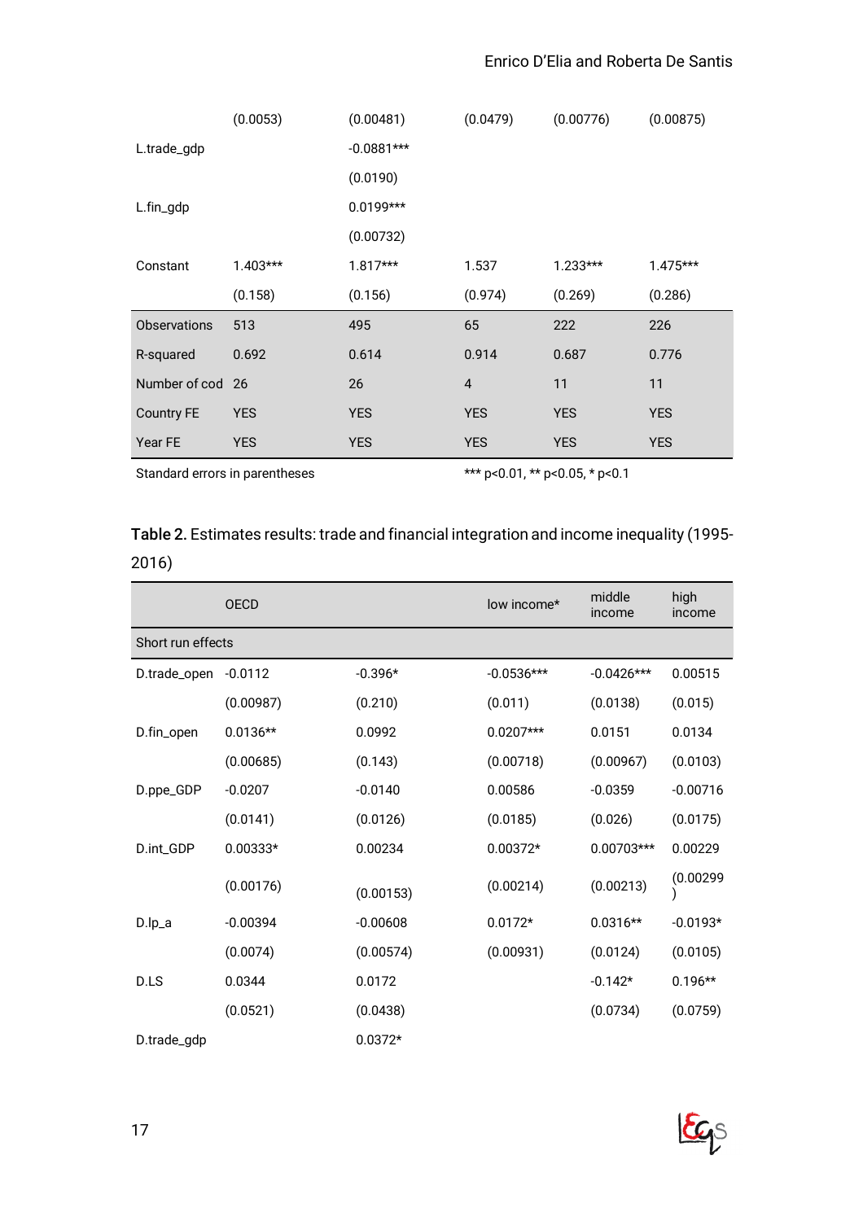| | (0.0053) | (0.00481) | (0.0479) | (0.00776) | (0.00875) |
|---|---|---|---|---|---|
| L.trade_gdp | | -0.0881*** | | | |
| | | (0.0190) | | | |
| L.fin_gdp | | 0.0199*** | | | |
| | | (0.00732) | | | |
| Constant | 1.403*** | 1.817*** | 1.537 | 1.233*** | 1.475*** |
| | (0.158) | (0.156) | (0.974) | (0.269) | (0.286) |
| Observations | 513 | 495 | 65 | 222 | 226 |
| R-squared | 0.692 | 0.614 | 0.914 | 0.687 | 0.776 |
| Number of cod | 26 | 26 | 4 | 11 | 11 |
| Country FE | YES | YES | YES | YES | YES |
| Year FE | YES | YES | YES | YES | YES |

Standard errors in parentheses *** p<0.01, ** p<0.05, * p<0.1

**Table 2.** Estimates results: trade and financial integration and income inequality (1995-2016)

| | OECD | | low income* | middle income | high income |
|---|---|---|---|---|---|
| Short run effects | | | | | |
| D.trade_open | -0.0112 | -0.396* | -0.0536*** | -0.0426*** | 0.00515 |
| | (0.00987) | (0.210) | (0.011) | (0.0138) | (0.015) |
| D.fin_open | 0.0136** | 0.0992 | 0.0207*** | 0.0151 | 0.0134 |
| | (0.00685) | (0.143) | (0.00718) | (0.00967) | (0.0103) |
| D.ppe_GDP | -0.0207 | -0.0140 | 0.00586 | -0.0359 | -0.00716 |
| | (0.0141) | (0.0126) | (0.0185) | (0.026) | (0.0175) |
| D.int_GDP | 0.00333* | 0.00234 | 0.00372* | 0.00703*** | 0.00229 |
| | (0.00176) | (0.00153) | (0.00214) | (0.00213) | (0.00299) |
| D.lp_a | -0.00394 | -0.00608 | 0.0172* | 0.0316** | -0.0193* |
| | (0.0074) | (0.00574) | (0.00931) | (0.0124) | (0.0105) |
| D.LS | 0.0344 | 0.0172 | | -0.142* | 0.196** |
| | (0.0521) | (0.0438) | | (0.0734) | (0.0759) |
| D.trade_gdp | | 0.0372* | | | |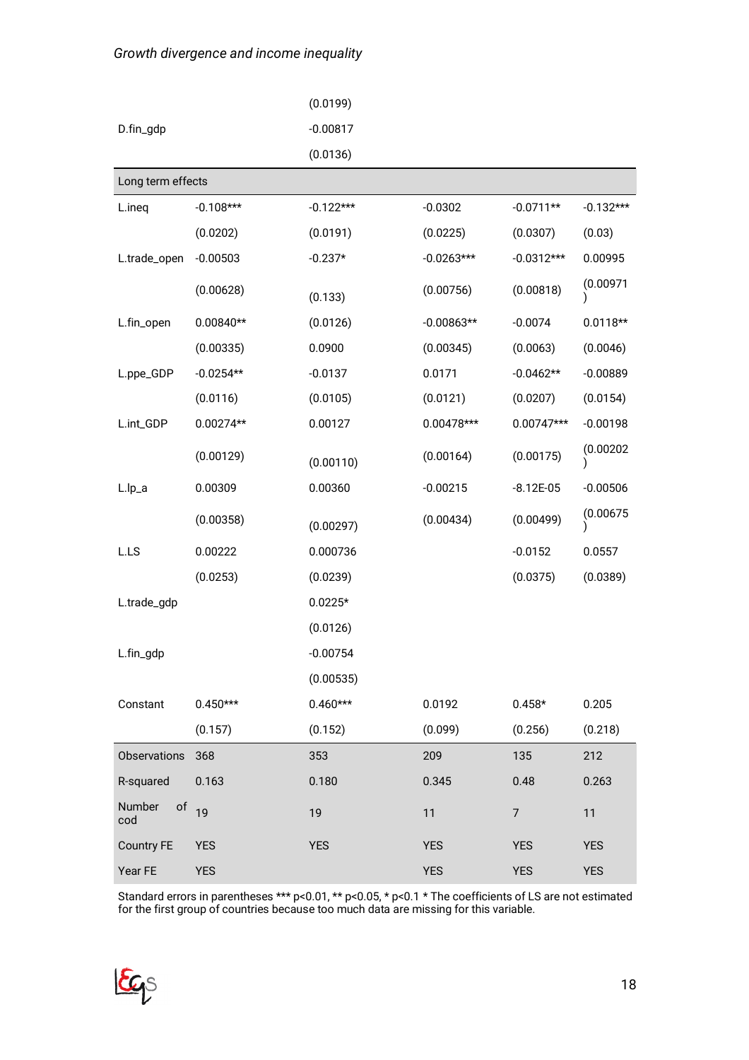| | | | | | |
|---|---|---|---|---|---|
| | | (0.0199) | | | |
| D.fin_gdp | | -0.00817 | | | |
| | | (0.0136) | | | |
| **Long term effects** | | | | | |
| L.ineq | -0.108*** | -0.122*** | -0.0302 | -0.0711** | -0.132*** |
| | (0.0202) | (0.0191) | (0.0225) | (0.0307) | (0.03) |
| L.trade_open | -0.00503 | -0.237* | -0.0263*** | -0.0312*** | 0.00995 |
| | (0.00628) | (0.133) | (0.00756) | (0.00818) | (0.00971) |
| L.fin_open | 0.00840** | (0.0126) | -0.00863** | -0.0074 | 0.0118** |
| | (0.00335) | 0.0900 | (0.00345) | (0.0063) | (0.0046) |
| L.ppe_GDP | -0.0254** | -0.0137 | 0.0171 | -0.0462** | -0.00889 |
| | (0.0116) | (0.0105) | (0.0121) | (0.0207) | (0.0154) |
| L.int_GDP | 0.00274** | 0.00127 | 0.00478*** | 0.00747*** | -0.00198 |
| | (0.00129) | (0.00110) | (0.00164) | (0.00175) | (0.00202) |
| L.lp_a | 0.00309 | 0.00360 | -0.00215 | -8.12E-05 | -0.00506 |
| | (0.00358) | (0.00297) | (0.00434) | (0.00499) | (0.00675) |
| L.LS | 0.00222 | 0.000736 | | -0.0152 | 0.0557 |
| | (0.0253) | (0.0239) | | (0.0375) | (0.0389) |
| L.trade_gdp | | 0.0225* | | | |
| | | (0.0126) | | | |
| L.fin_gdp | | -0.00754 | | | |
| | | (0.00535) | | | |
| Constant | 0.450*** | 0.460*** | 0.0192 | 0.458* | 0.205 |
| | (0.157) | (0.152) | (0.099) | (0.256) | (0.218) |
| Observations | 368 | 353 | 209 | 135 | 212 |
| R-squared | 0.163 | 0.180 | 0.345 | 0.48 | 0.263 |
| Number of cod | 19 | 19 | 11 | 7 | 11 |
| Country FE | YES | YES | YES | YES | YES |
| Year FE | YES | | YES | YES | YES |

Standard errors in parentheses *** p<0.01, ** p<0.05, * p<0.1 * The coefficients of LS are not estimated for the first group of countries because too much data are missing for this variable.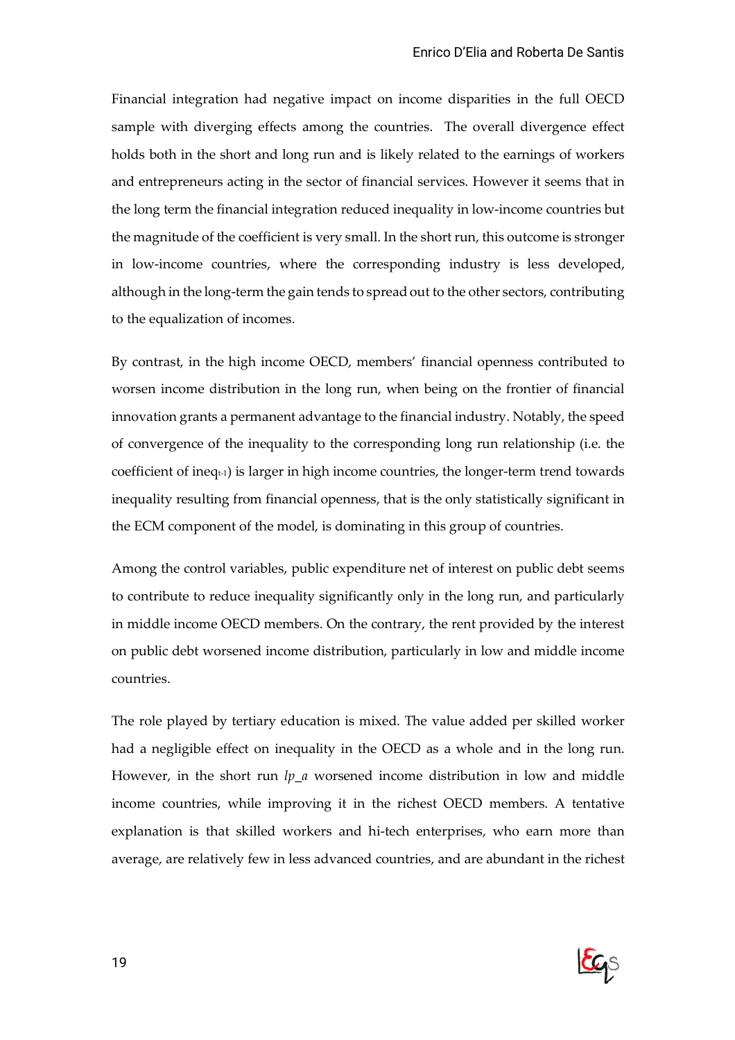Financial integration had negative impact on income disparities in the full OECD sample with diverging effects among the countries. The overall divergence effect holds both in the short and long run and is likely related to the earnings of workers and entrepreneurs acting in the sector of financial services. However it seems that in the long term the financial integration reduced inequality in low-income countries but the magnitude of the coefficient is very small. In the short run, this outcome is stronger in low-income countries, where the corresponding industry is less developed, although in the long-term the gain tends to spread out to the other sectors, contributing to the equalization of incomes.

By contrast, in the high income OECD, members' financial openness contributed to worsen income distribution in the long run, when being on the frontier of financial innovation grants a permanent advantage to the financial industry. Notably, the speed of convergence of the inequality to the corresponding long run relationship (i.e. the coefficient of $ineq_{t-1}$) is larger in high income countries, the longer-term trend towards inequality resulting from financial openness, that is the only statistically significant in the ECM component of the model, is dominating in this group of countries.

Among the control variables, public expenditure net of interest on public debt seems to contribute to reduce inequality significantly only in the long run, and particularly in middle income OECD members. On the contrary, the rent provided by the interest on public debt worsened income distribution, particularly in low and middle income countries.

The role played by tertiary education is mixed. The value added per skilled worker had a negligible effect on inequality in the OECD as a whole and in the long run. However, in the short run *lp_a* worsened income distribution in low and middle income countries, while improving it in the richest OECD members. A tentative explanation is that skilled workers and hi-tech enterprises, who earn more than average, are relatively few in less advanced countries, and are abundant in the richest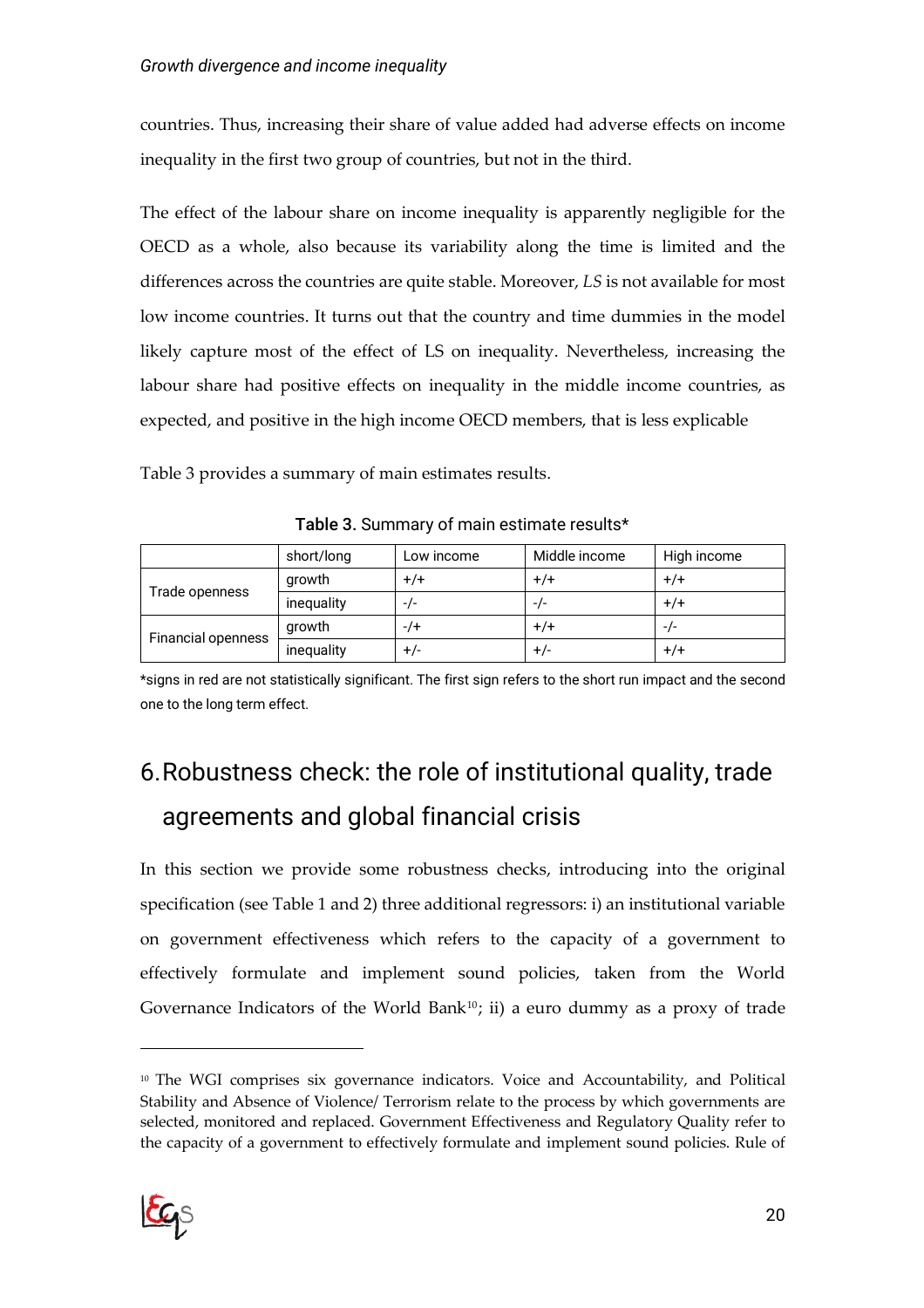countries. Thus, increasing their share of value added had adverse effects on income inequality in the first two group of countries, but not in the third.

The effect of the labour share on income inequality is apparently negligible for the OECD as a whole, also because its variability along the time is limited and the differences across the countries are quite stable. Moreover, *LS* is not available for most low income countries. It turns out that the country and time dummies in the model likely capture most of the effect of LS on inequality. Nevertheless, increasing the labour share had positive effects on inequality in the middle income countries, as expected, and positive in the high income OECD members, that is less explicable

Table 3 provides a summary of main estimates results.

**Table 3.** Summary of main estimate results*

| | short/long | Low income | Middle income | High income |
|---|---|---|---|---|
| Trade openness | growth | +/+ | +/+ | +/+ |
| | inequality | -/- | -/- | +/+ |
| Financial openness | growth | -/+ | +/+ | -/- |
| | inequality | +/- | +/- | +/+ |

*signs in red are not statistically significant. The first sign refers to the short run impact and the second one to the long term effect.

# 6. Robustness check: the role of institutional quality, trade agreements and global financial crisis

In this section we provide some robustness checks, introducing into the original specification (see Table 1 and 2) three additional regressors: i) an institutional variable on government effectiveness which refers to the capacity of a government to effectively formulate and implement sound policies, taken from the World Governance Indicators of the World Bank[10]; ii) a euro dummy as a proxy of trade

[10] The WGI comprises six governance indicators. Voice and Accountability, and Political Stability and Absence of Violence/ Terrorism relate to the process by which governments are selected, monitored and replaced. Government Effectiveness and Regulatory Quality refer to the capacity of a government to effectively formulate and implement sound policies. Rule of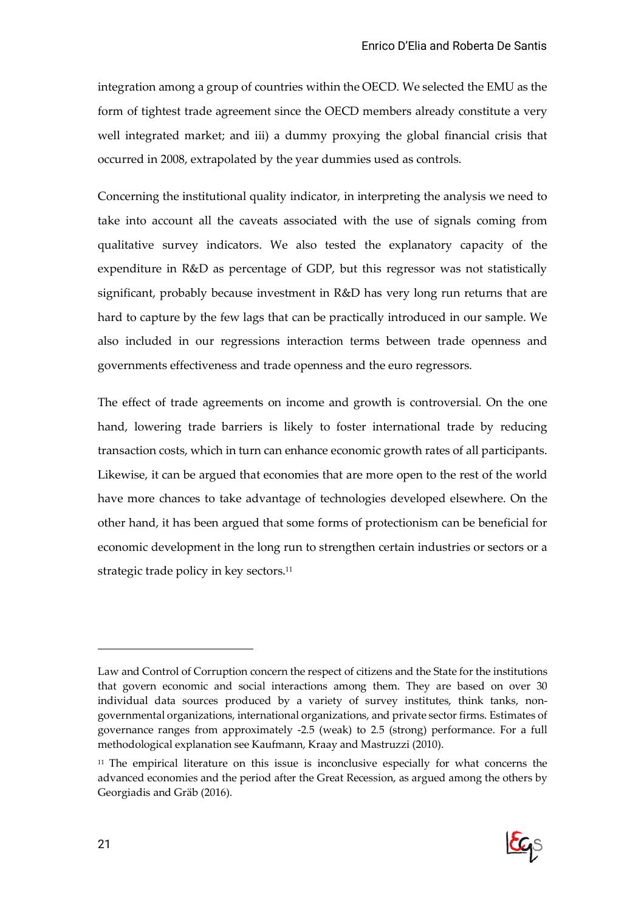integration among a group of countries within the OECD. We selected the EMU as the form of tightest trade agreement since the OECD members already constitute a very well integrated market; and iii) a dummy proxying the global financial crisis that occurred in 2008, extrapolated by the year dummies used as controls.

Concerning the institutional quality indicator, in interpreting the analysis we need to take into account all the caveats associated with the use of signals coming from qualitative survey indicators. We also tested the explanatory capacity of the expenditure in R&D as percentage of GDP, but this regressor was not statistically significant, probably because investment in R&D has very long run returns that are hard to capture by the few lags that can be practically introduced in our sample. We also included in our regressions interaction terms between trade openness and governments effectiveness and trade openness and the euro regressors.

The effect of trade agreements on income and growth is controversial. On the one hand, lowering trade barriers is likely to foster international trade by reducing transaction costs, which in turn can enhance economic growth rates of all participants. Likewise, it can be argued that economies that are more open to the rest of the world have more chances to take advantage of technologies developed elsewhere. On the other hand, it has been argued that some forms of protectionism can be beneficial for economic development in the long run to strengthen certain industries or sectors or a strategic trade policy in key sectors.[11]

---

Law and Control of Corruption concern the respect of citizens and the State for the institutions that govern economic and social interactions among them. They are based on over 30 individual data sources produced by a variety of survey institutes, think tanks, non-governmental organizations, international organizations, and private sector firms. Estimates of governance ranges from approximately -2.5 (weak) to 2.5 (strong) performance. For a full methodological explanation see Kaufmann, Kraay and Mastruzzi (2010).

[11] The empirical literature on this issue is inconclusive especially for what concerns the advanced economies and the period after the Great Recession, as argued among the others by Georgiadis and Gräb (2016).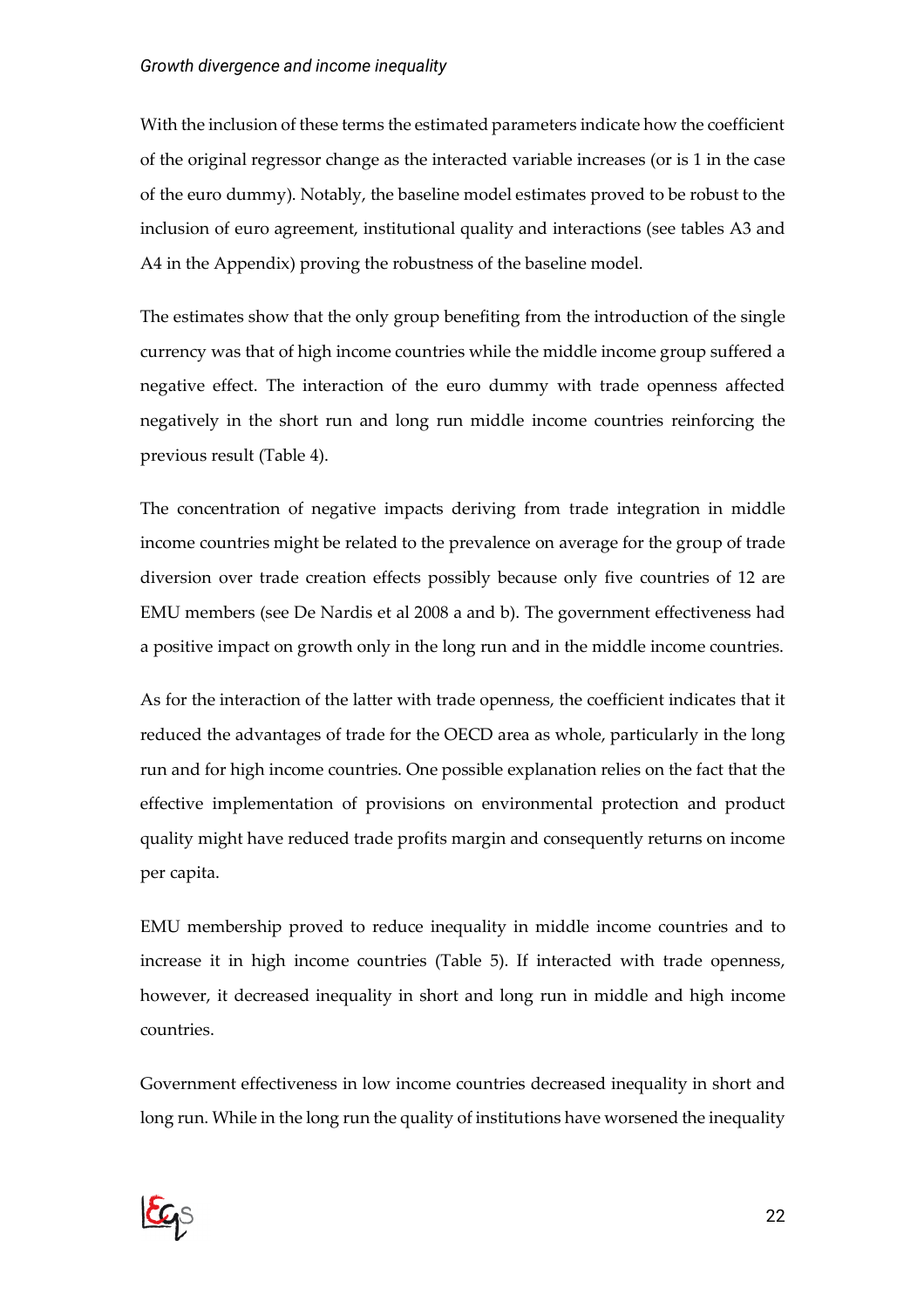With the inclusion of these terms the estimated parameters indicate how the coefficient of the original regressor change as the interacted variable increases (or is 1 in the case of the euro dummy). Notably, the baseline model estimates proved to be robust to the inclusion of euro agreement, institutional quality and interactions (see tables A3 and A4 in the Appendix) proving the robustness of the baseline model.

The estimates show that the only group benefiting from the introduction of the single currency was that of high income countries while the middle income group suffered a negative effect. The interaction of the euro dummy with trade openness affected negatively in the short run and long run middle income countries reinforcing the previous result (Table 4).

The concentration of negative impacts deriving from trade integration in middle income countries might be related to the prevalence on average for the group of trade diversion over trade creation effects possibly because only five countries of 12 are EMU members (see De Nardis et al 2008 a and b). The government effectiveness had a positive impact on growth only in the long run and in the middle income countries.

As for the interaction of the latter with trade openness, the coefficient indicates that it reduced the advantages of trade for the OECD area as whole, particularly in the long run and for high income countries. One possible explanation relies on the fact that the effective implementation of provisions on environmental protection and product quality might have reduced trade profits margin and consequently returns on income per capita.

EMU membership proved to reduce inequality in middle income countries and to increase it in high income countries (Table 5). If interacted with trade openness, however, it decreased inequality in short and long run in middle and high income countries.

Government effectiveness in low income countries decreased inequality in short and long run. While in the long run the quality of institutions have worsened the inequality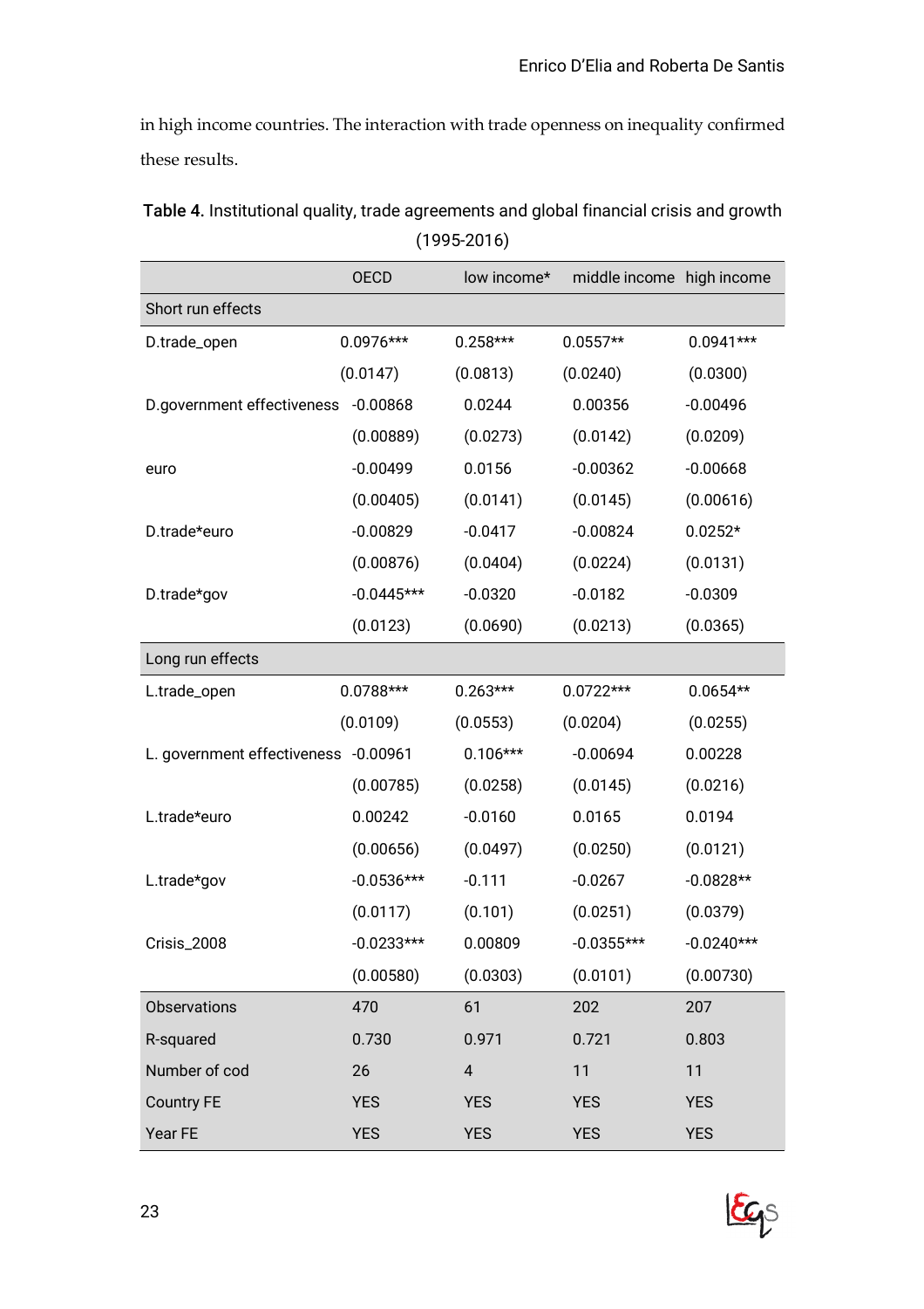in high income countries. The interaction with trade openness on inequality confirmed these results.

**Table 4.** Institutional quality, trade agreements and global financial crisis and growth (1995-2016)

| | OECD | low income* | middle income | high income |
|---|---|---|---|---|
| Short run effects | | | | |
| D.trade_open | 0.0976*** | 0.258*** | 0.0557** | 0.0941*** |
| | (0.0147) | (0.0813) | (0.0240) | (0.0300) |
| D.government effectiveness | -0.00868 | 0.0244 | 0.00356 | -0.00496 |
| | (0.00889) | (0.0273) | (0.0142) | (0.0209) |
| euro | -0.00499 | 0.0156 | -0.00362 | -0.00668 |
| | (0.00405) | (0.0141) | (0.0145) | (0.00616) |
| D.trade*euro | -0.00829 | -0.0417 | -0.00824 | 0.0252* |
| | (0.00876) | (0.0404) | (0.0224) | (0.0131) |
| D.trade*gov | -0.0445*** | -0.0320 | -0.0182 | -0.0309 |
| | (0.0123) | (0.0690) | (0.0213) | (0.0365) |
| Long run effects | | | | |
| L.trade_open | 0.0788*** | 0.263*** | 0.0722*** | 0.0654** |
| | (0.0109) | (0.0553) | (0.0204) | (0.0255) |
| L. government effectiveness | -0.00961 | 0.106*** | -0.00694 | 0.00228 |
| | (0.00785) | (0.0258) | (0.0145) | (0.0216) |
| L.trade*euro | 0.00242 | -0.0160 | 0.0165 | 0.0194 |
| | (0.00656) | (0.0497) | (0.0250) | (0.0121) |
| L.trade*gov | -0.0536*** | -0.111 | -0.0267 | -0.0828** |
| | (0.0117) | (0.101) | (0.0251) | (0.0379) |
| Crisis_2008 | -0.0233*** | 0.00809 | -0.0355*** | -0.0240*** |
| | (0.00580) | (0.0303) | (0.0101) | (0.00730) |
| Observations | 470 | 61 | 202 | 207 |
| R-squared | 0.730 | 0.971 | 0.721 | 0.803 |
| Number of cod | 26 | 4 | 11 | 11 |
| Country FE | YES | YES | YES | YES |
| Year FE | YES | YES | YES | YES |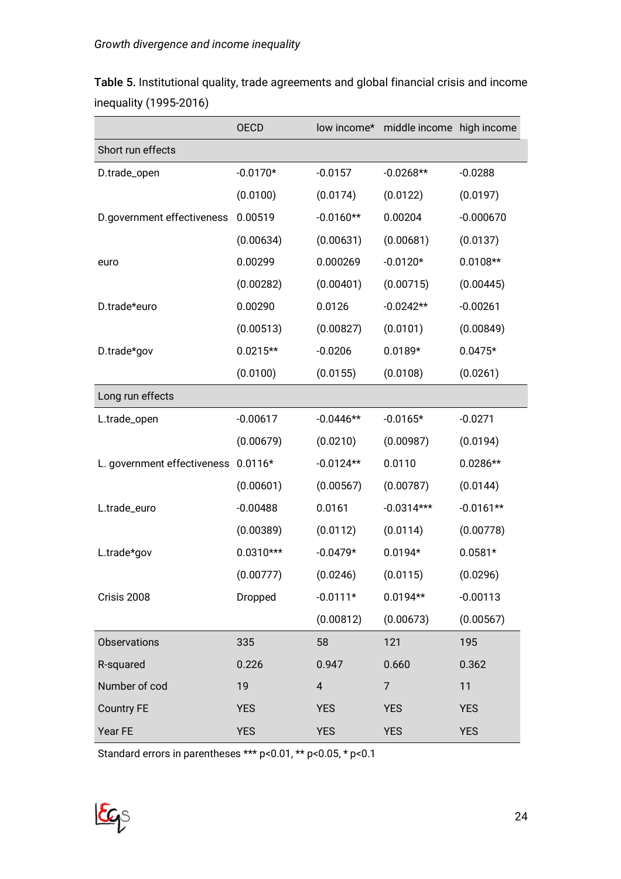**Table 5.** Institutional quality, trade agreements and global financial crisis and income inequality (1995-2016)

| | OECD | low income* | middle income | high income |
|---|---|---|---|---|
| Short run effects | | | | |
| D.trade_open | -0.0170* | -0.0157 | -0.0268** | -0.0288 |
| | (0.0100) | (0.0174) | (0.0122) | (0.0197) |
| D.government effectiveness | 0.00519 | -0.0160** | 0.00204 | -0.000670 |
| | (0.00634) | (0.00631) | (0.00681) | (0.0137) |
| euro | 0.00299 | 0.000269 | -0.0120* | 0.0108** |
| | (0.00282) | (0.00401) | (0.00715) | (0.00445) |
| D.trade*euro | 0.00290 | 0.0126 | -0.0242** | -0.00261 |
| | (0.00513) | (0.00827) | (0.0101) | (0.00849) |
| D.trade*gov | 0.0215** | -0.0206 | 0.0189* | 0.0475* |
| | (0.0100) | (0.0155) | (0.0108) | (0.0261) |
| Long run effects | | | | |
| L.trade_open | -0.00617 | -0.0446** | -0.0165* | -0.0271 |
| | (0.00679) | (0.0210) | (0.00987) | (0.0194) |
| L. government effectiveness | 0.0116* | -0.0124** | 0.0110 | 0.0286** |
| | (0.00601) | (0.00567) | (0.00787) | (0.0144) |
| L.trade_euro | -0.00488 | 0.0161 | -0.0314*** | -0.0161** |
| | (0.00389) | (0.0112) | (0.0114) | (0.00778) |
| L.trade*gov | 0.0310*** | -0.0479* | 0.0194* | 0.0581* |
| | (0.00777) | (0.0246) | (0.0115) | (0.0296) |
| Crisis 2008 | Dropped | -0.0111* | 0.0194** | -0.00113 |
| | | (0.00812) | (0.00673) | (0.00567) |
| Observations | 335 | 58 | 121 | 195 |
| R-squared | 0.226 | 0.947 | 0.660 | 0.362 |
| Number of cod | 19 | 4 | 7 | 11 |
| Country FE | YES | YES | YES | YES |
| Year FE | YES | YES | YES | YES |

Standard errors in parentheses *** p<0.01, ** p<0.05, * p<0.1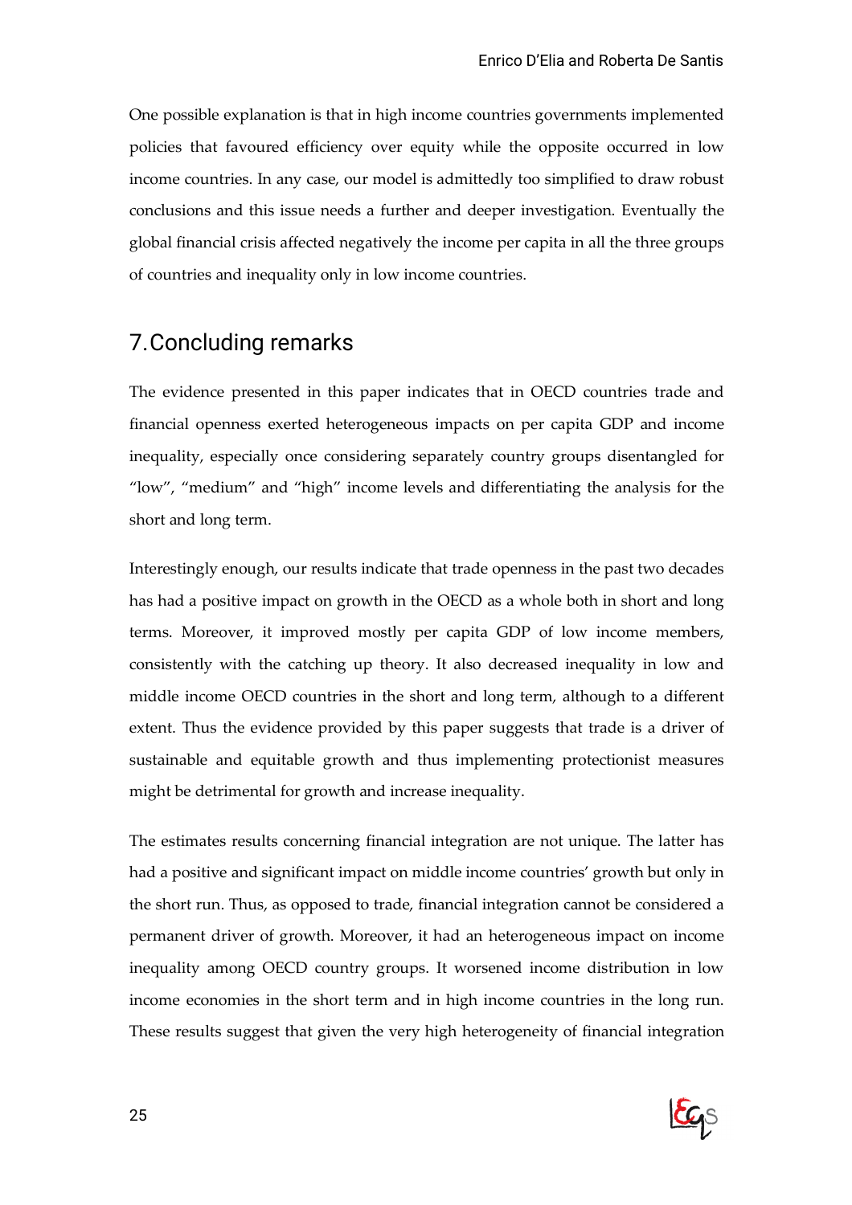One possible explanation is that in high income countries governments implemented policies that favoured efficiency over equity while the opposite occurred in low income countries. In any case, our model is admittedly too simplified to draw robust conclusions and this issue needs a further and deeper investigation. Eventually the global financial crisis affected negatively the income per capita in all the three groups of countries and inequality only in low income countries.

## 7. Concluding remarks

The evidence presented in this paper indicates that in OECD countries trade and financial openness exerted heterogeneous impacts on per capita GDP and income inequality, especially once considering separately country groups disentangled for "low", "medium" and "high" income levels and differentiating the analysis for the short and long term.

Interestingly enough, our results indicate that trade openness in the past two decades has had a positive impact on growth in the OECD as a whole both in short and long terms. Moreover, it improved mostly per capita GDP of low income members, consistently with the catching up theory. It also decreased inequality in low and middle income OECD countries in the short and long term, although to a different extent. Thus the evidence provided by this paper suggests that trade is a driver of sustainable and equitable growth and thus implementing protectionist measures might be detrimental for growth and increase inequality.

The estimates results concerning financial integration are not unique. The latter has had a positive and significant impact on middle income countries' growth but only in the short run. Thus, as opposed to trade, financial integration cannot be considered a permanent driver of growth. Moreover, it had an heterogeneous impact on income inequality among OECD country groups. It worsened income distribution in low income economies in the short term and in high income countries in the long run. These results suggest that given the very high heterogeneity of financial integration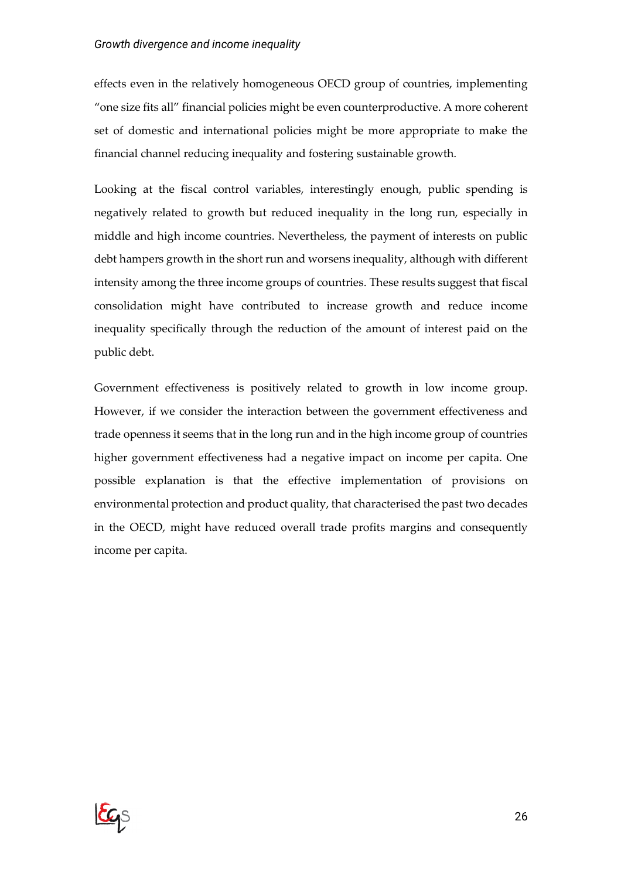effects even in the relatively homogeneous OECD group of countries, implementing "one size fits all" financial policies might be even counterproductive. A more coherent set of domestic and international policies might be more appropriate to make the financial channel reducing inequality and fostering sustainable growth.

Looking at the fiscal control variables, interestingly enough, public spending is negatively related to growth but reduced inequality in the long run, especially in middle and high income countries. Nevertheless, the payment of interests on public debt hampers growth in the short run and worsens inequality, although with different intensity among the three income groups of countries. These results suggest that fiscal consolidation might have contributed to increase growth and reduce income inequality specifically through the reduction of the amount of interest paid on the public debt.

Government effectiveness is positively related to growth in low income group. However, if we consider the interaction between the government effectiveness and trade openness it seems that in the long run and in the high income group of countries higher government effectiveness had a negative impact on income per capita. One possible explanation is that the effective implementation of provisions on environmental protection and product quality, that characterised the past two decades in the OECD, might have reduced overall trade profits margins and consequently income per capita.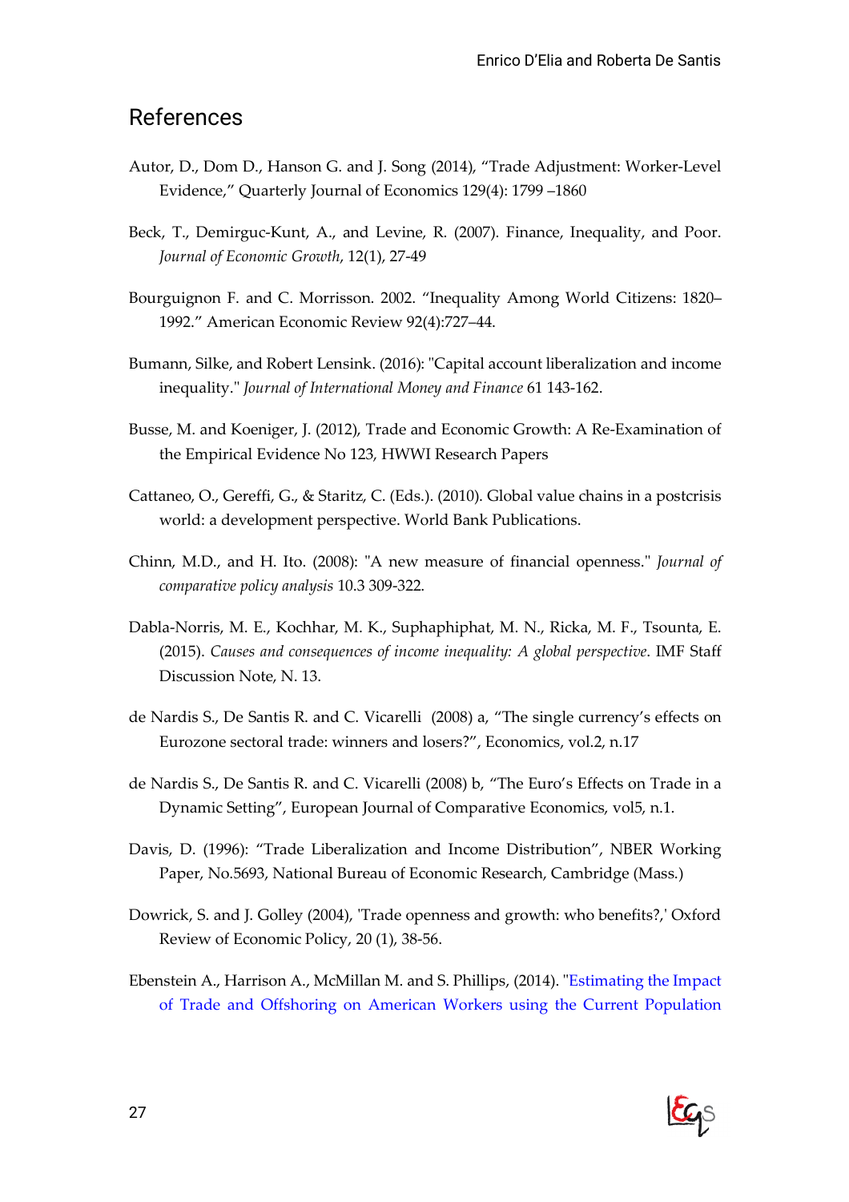## References

Autor, D., Dom D., Hanson G. and J. Song (2014), "Trade Adjustment: Worker-Level Evidence," Quarterly Journal of Economics 129(4): 1799 –1860

Beck, T., Demirguc-Kunt, A., and Levine, R. (2007). Finance, Inequality, and Poor. *Journal of Economic Growth*, 12(1), 27-49

Bourguignon F. and C. Morrisson. 2002. "Inequality Among World Citizens: 1820–1992." American Economic Review 92(4):727–44.

Bumann, Silke, and Robert Lensink. (2016): "Capital account liberalization and income inequality." *Journal of International Money and Finance* 61 143-162.

Busse, M. and Koeniger, J. (2012), Trade and Economic Growth: A Re-Examination of the Empirical Evidence No 123, HWWI Research Papers

Cattaneo, O., Gereffi, G., & Staritz, C. (Eds.). (2010). Global value chains in a postcrisis world: a development perspective. World Bank Publications.

Chinn, M.D., and H. Ito. (2008): "A new measure of financial openness." *Journal of comparative policy analysis* 10.3 309-322.

Dabla-Norris, M. E., Kochhar, M. K., Suphaphiphat, M. N., Ricka, M. F., Tsounta, E. (2015). *Causes and consequences of income inequality: A global perspective*. IMF Staff Discussion Note, N. 13.

de Nardis S., De Santis R. and C. Vicarelli (2008) a, "The single currency's effects on Eurozone sectoral trade: winners and losers?", Economics, vol.2, n.17

de Nardis S., De Santis R. and C. Vicarelli (2008) b, "The Euro's Effects on Trade in a Dynamic Setting", European Journal of Comparative Economics, vol5, n.1.

Davis, D. (1996): "Trade Liberalization and Income Distribution", NBER Working Paper, No.5693, National Bureau of Economic Research, Cambridge (Mass.)

Dowrick, S. and J. Golley (2004), 'Trade openness and growth: who benefits?,' Oxford Review of Economic Policy, 20 (1), 38-56.

Ebenstein A., Harrison A., McMillan M. and S. Phillips, (2014). "Estimating the Impact of Trade and Offshoring on American Workers using the Current Population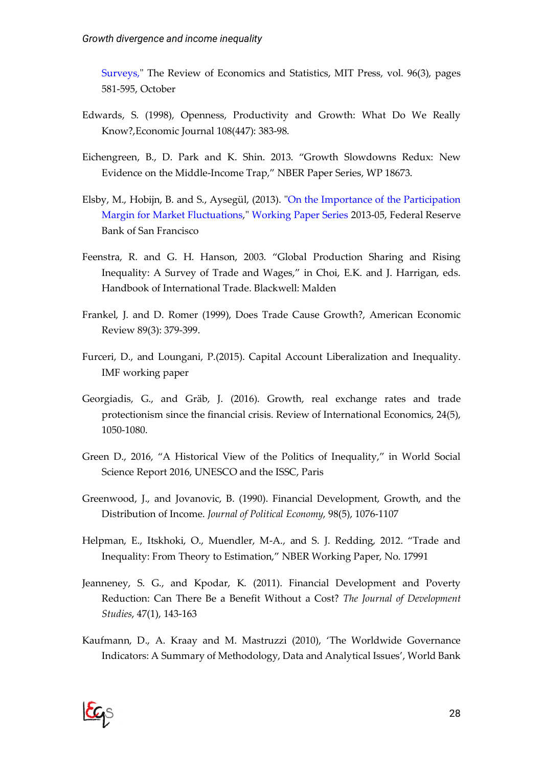Surveys," The Review of Economics and Statistics, MIT Press, vol. 96(3), pages 581-595, October

Edwards, S. (1998), Openness, Productivity and Growth: What Do We Really Know?,Economic Journal 108(447): 383-98.

Eichengreen, B., D. Park and K. Shin. 2013. "Growth Slowdowns Redux: New Evidence on the Middle-Income Trap," NBER Paper Series, WP 18673.

Elsby, M., Hobijn, B. and S., Aysegül, (2013). "On the Importance of the Participation Margin for Market Fluctuations," Working Paper Series 2013-05, Federal Reserve Bank of San Francisco

Feenstra, R. and G. H. Hanson, 2003. "Global Production Sharing and Rising Inequality: A Survey of Trade and Wages," in Choi, E.K. and J. Harrigan, eds. Handbook of International Trade. Blackwell: Malden

Frankel, J. and D. Romer (1999), Does Trade Cause Growth?, American Economic Review 89(3): 379-399.

Furceri, D., and Loungani, P.(2015). Capital Account Liberalization and Inequality. IMF working paper

Georgiadis, G., and Gräb, J. (2016). Growth, real exchange rates and trade protectionism since the financial crisis. Review of International Economics, 24(5), 1050-1080.

Green D., 2016, "A Historical View of the Politics of Inequality," in World Social Science Report 2016, UNESCO and the ISSC, Paris

Greenwood, J., and Jovanovic, B. (1990). Financial Development, Growth, and the Distribution of Income. *Journal of Political Economy*, 98(5), 1076-1107

Helpman, E., Itskhoki, O., Muendler, M-A., and S. J. Redding, 2012. "Trade and Inequality: From Theory to Estimation," NBER Working Paper, No. 17991

Jeanneney, S. G., and Kpodar, K. (2011). Financial Development and Poverty Reduction: Can There Be a Benefit Without a Cost? *The Journal of Development Studies*, 47(1), 143-163

Kaufmann, D., A. Kraay and M. Mastruzzi (2010), 'The Worldwide Governance Indicators: A Summary of Methodology, Data and Analytical Issues', World Bank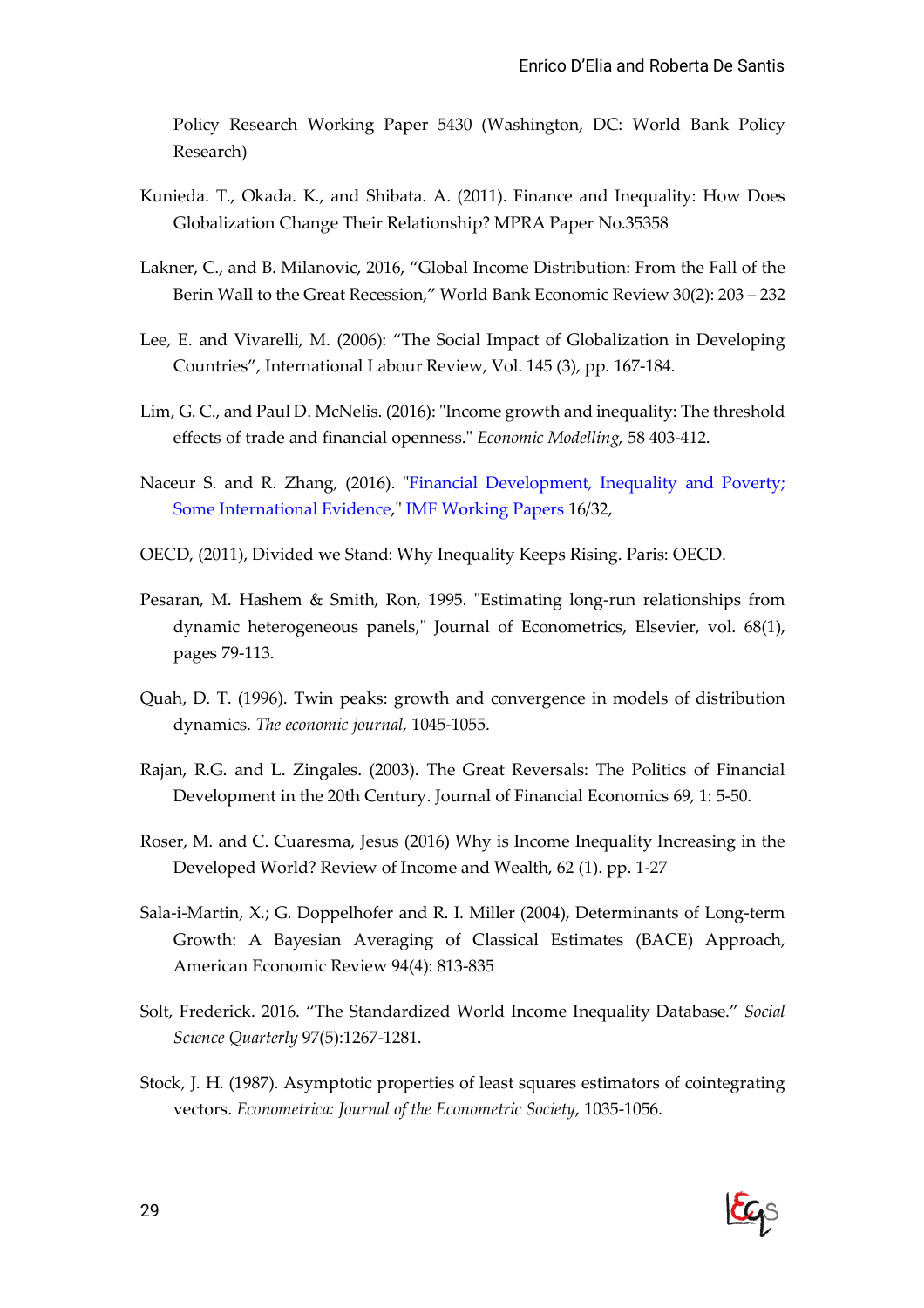Policy Research Working Paper 5430 (Washington, DC: World Bank Policy Research)

Kunieda. T., Okada. K., and Shibata. A. (2011). Finance and Inequality: How Does Globalization Change Their Relationship? MPRA Paper No.35358

Lakner, C., and B. Milanovic, 2016, "Global Income Distribution: From the Fall of the Berin Wall to the Great Recession," World Bank Economic Review 30(2): 203 – 232

Lee, E. and Vivarelli, M. (2006): "The Social Impact of Globalization in Developing Countries", International Labour Review, Vol. 145 (3), pp. 167-184.

Lim, G. C., and Paul D. McNelis. (2016): "Income growth and inequality: The threshold effects of trade and financial openness." *Economic Modelling,* 58 403-412.

Naceur S. and R. Zhang, (2016). "Financial Development, Inequality and Poverty; Some International Evidence," IMF Working Papers 16/32,

OECD, (2011), Divided we Stand: Why Inequality Keeps Rising. Paris: OECD.

Pesaran, M. Hashem & Smith, Ron, 1995. "Estimating long-run relationships from dynamic heterogeneous panels," Journal of Econometrics, Elsevier, vol. 68(1), pages 79-113.

Quah, D. T. (1996). Twin peaks: growth and convergence in models of distribution dynamics. *The economic journal*, 1045-1055.

Rajan, R.G. and L. Zingales. (2003). The Great Reversals: The Politics of Financial Development in the 20th Century. Journal of Financial Economics 69, 1: 5-50.

Roser, M. and C. Cuaresma, Jesus (2016) Why is Income Inequality Increasing in the Developed World? Review of Income and Wealth, 62 (1). pp. 1-27

Sala-i-Martin, X.; G. Doppelhofer and R. I. Miller (2004), Determinants of Long-term Growth: A Bayesian Averaging of Classical Estimates (BACE) Approach, American Economic Review 94(4): 813-835

Solt, Frederick. 2016. "The Standardized World Income Inequality Database." *Social Science Quarterly* 97(5):1267-1281.

Stock, J. H. (1987). Asymptotic properties of least squares estimators of cointegrating vectors. *Econometrica: Journal of the Econometric Society*, 1035-1056.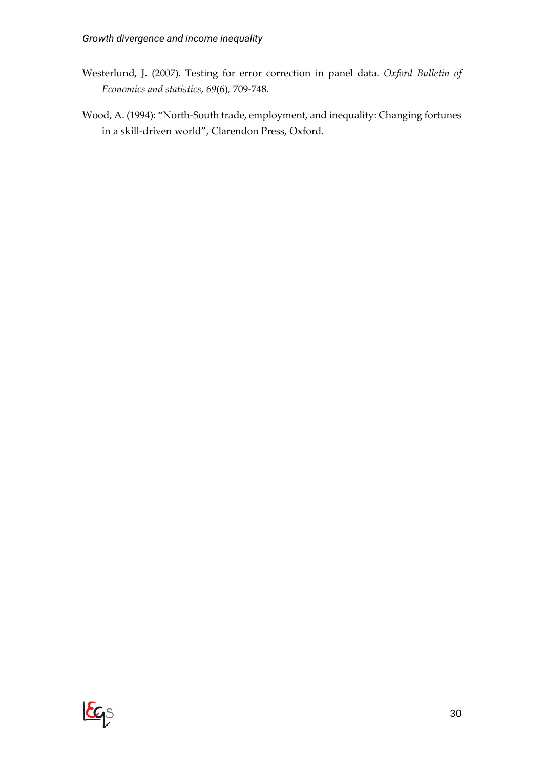Westerlund, J. (2007). Testing for error correction in panel data. *Oxford Bulletin of Economics and statistics*, *69*(6), 709-748.

Wood, A. (1994): "North-South trade, employment, and inequality: Changing fortunes in a skill-driven world", Clarendon Press, Oxford.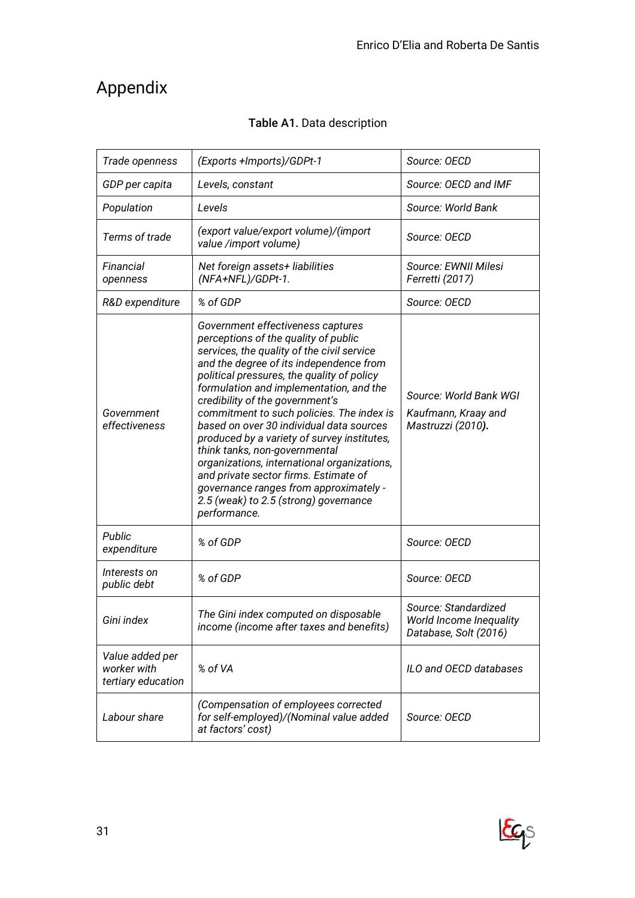# Appendix

**Table A1.** Data description

| | | |
|---|---|---|
| *Trade openness* | *(Exports +Imports)/GDPt-1* | *Source: OECD* |
| *GDP per capita* | *Levels, constant* | *Source: OECD and IMF* |
| *Population* | *Levels* | *Source: World Bank* |
| *Terms of trade* | *(export value/export volume)/(import value /import volume)* | *Source: OECD* |
| *Financial openness* | *Net foreign assets+ liabilities (NFA+NFL)/GDPt-1.* | *Source: EWNII Milesi Ferretti (2017)* |
| *R&D expenditure* | *% of GDP* | *Source: OECD* |
| *Government effectiveness* | *Government effectiveness captures perceptions of the quality of public services, the quality of the civil service and the degree of its independence from political pressures, the quality of policy formulation and implementation, and the credibility of the government's commitment to such policies. The index is based on over 30 individual data sources produced by a variety of survey institutes, think tanks, non-governmental organizations, international organizations, and private sector firms. Estimate of governance ranges from approximately -2.5 (weak) to 2.5 (strong) governance performance.* | *Source: World Bank WGI Kaufmann, Kraay and Mastruzzi (2010)*. |
| *Public expenditure* | *% of GDP* | *Source: OECD* |
| *Interests on public debt* | *% of GDP* | *Source: OECD* |
| *Gini index* | *The Gini index computed on disposable income (income after taxes and benefits)* | *Source: Standardized World Income Inequality Database, Solt (2016)* |
| *Value added per worker with tertiary education* | *% of VA* | *ILO and OECD databases* |
| *Labour share* | *(Compensation of employees corrected for self-employed)/(Nominal value added at factors' cost)* | *Source: OECD* |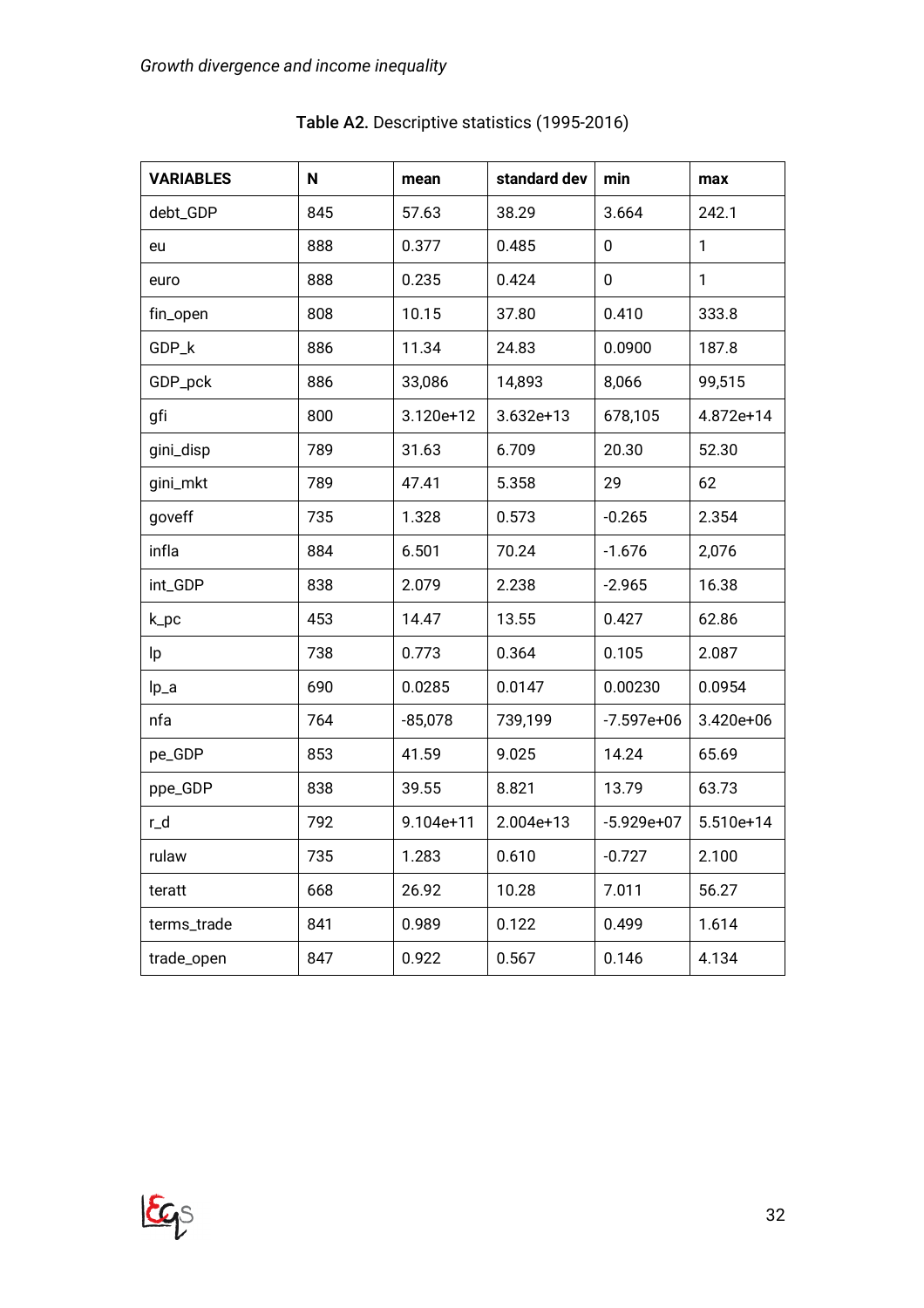**Table A2.** Descriptive statistics (1995-2016)

| VARIABLES | N | mean | standard dev | min | max |
|---|---|---|---|---|---|
| debt_GDP | 845 | 57.63 | 38.29 | 3.664 | 242.1 |
| eu | 888 | 0.377 | 0.485 | 0 | 1 |
| euro | 888 | 0.235 | 0.424 | 0 | 1 |
| fin_open | 808 | 10.15 | 37.80 | 0.410 | 333.8 |
| GDP_k | 886 | 11.34 | 24.83 | 0.0900 | 187.8 |
| GDP_pck | 886 | 33,086 | 14,893 | 8,066 | 99,515 |
| gfi | 800 | 3.120e+12 | 3.632e+13 | 678,105 | 4.872e+14 |
| gini_disp | 789 | 31.63 | 6.709 | 20.30 | 52.30 |
| gini_mkt | 789 | 47.41 | 5.358 | 29 | 62 |
| goveff | 735 | 1.328 | 0.573 | -0.265 | 2.354 |
| infla | 884 | 6.501 | 70.24 | -1.676 | 2,076 |
| int_GDP | 838 | 2.079 | 2.238 | -2.965 | 16.38 |
| k_pc | 453 | 14.47 | 13.55 | 0.427 | 62.86 |
| lp | 738 | 0.773 | 0.364 | 0.105 | 2.087 |
| lp_a | 690 | 0.0285 | 0.0147 | 0.00230 | 0.0954 |
| nfa | 764 | -85,078 | 739,199 | -7.597e+06 | 3.420e+06 |
| pe_GDP | 853 | 41.59 | 9.025 | 14.24 | 65.69 |
| ppe_GDP | 838 | 39.55 | 8.821 | 13.79 | 63.73 |
| r_d | 792 | 9.104e+11 | 2.004e+13 | -5.929e+07 | 5.510e+14 |
| rulaw | 735 | 1.283 | 0.610 | -0.727 | 2.100 |
| teratt | 668 | 26.92 | 10.28 | 7.011 | 56.27 |
| terms_trade | 841 | 0.989 | 0.122 | 0.499 | 1.614 |
| trade_open | 847 | 0.922 | 0.567 | 0.146 | 4.134 |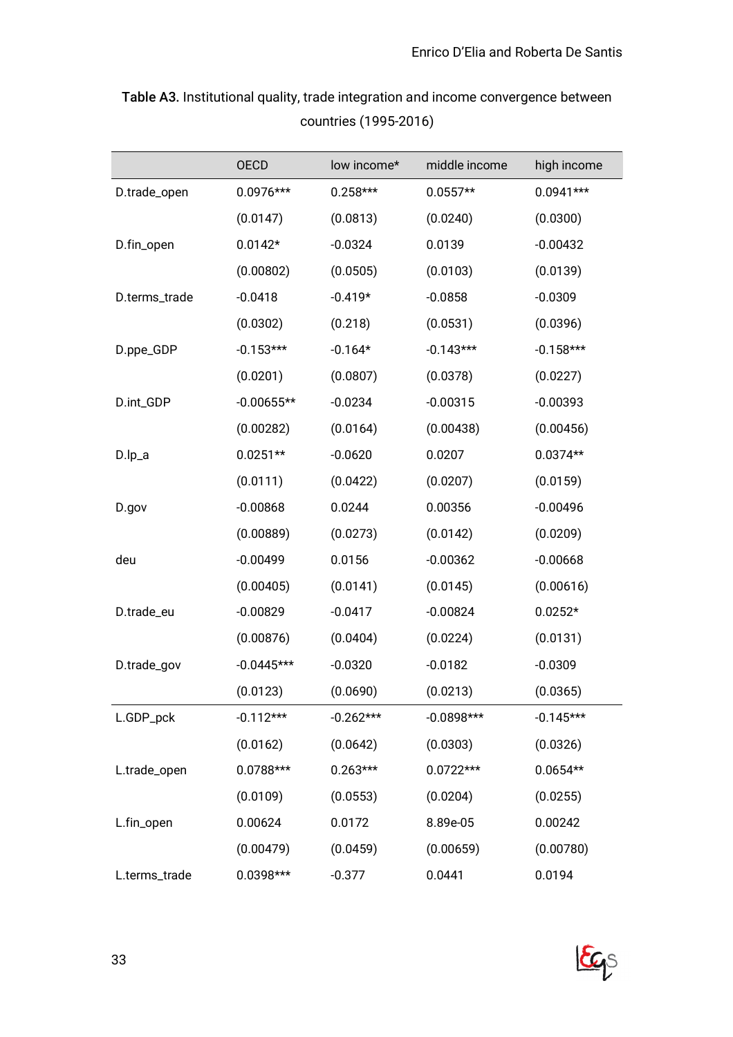**Table A3.** Institutional quality, trade integration and income convergence between countries (1995-2016)

| | OECD | low income* | middle income | high income |
|---|---|---|---|---|
| D.trade_open | 0.0976*** | 0.258*** | 0.0557** | 0.0941*** |
| | (0.0147) | (0.0813) | (0.0240) | (0.0300) |
| D.fin_open | 0.0142* | -0.0324 | 0.0139 | -0.00432 |
| | (0.00802) | (0.0505) | (0.0103) | (0.0139) |
| D.terms_trade | -0.0418 | -0.419* | -0.0858 | -0.0309 |
| | (0.0302) | (0.218) | (0.0531) | (0.0396) |
| D.ppe_GDP | -0.153*** | -0.164* | -0.143*** | -0.158*** |
| | (0.0201) | (0.0807) | (0.0378) | (0.0227) |
| D.int_GDP | -0.00655** | -0.0234 | -0.00315 | -0.00393 |
| | (0.00282) | (0.0164) | (0.00438) | (0.00456) |
| D.lp_a | 0.0251** | -0.0620 | 0.0207 | 0.0374** |
| | (0.0111) | (0.0422) | (0.0207) | (0.0159) |
| D.gov | -0.00868 | 0.0244 | 0.00356 | -0.00496 |
| | (0.00889) | (0.0273) | (0.0142) | (0.0209) |
| deu | -0.00499 | 0.0156 | -0.00362 | -0.00668 |
| | (0.00405) | (0.0141) | (0.0145) | (0.00616) |
| D.trade_eu | -0.00829 | -0.0417 | -0.00824 | 0.0252* |
| | (0.00876) | (0.0404) | (0.0224) | (0.0131) |
| D.trade_gov | -0.0445*** | -0.0320 | -0.0182 | -0.0309 |
| | (0.0123) | (0.0690) | (0.0213) | (0.0365) |
| L.GDP_pck | -0.112*** | -0.262*** | -0.0898*** | -0.145*** |
| | (0.0162) | (0.0642) | (0.0303) | (0.0326) |
| L.trade_open | 0.0788*** | 0.263*** | 0.0722*** | 0.0654** |
| | (0.0109) | (0.0553) | (0.0204) | (0.0255) |
| L.fin_open | 0.00624 | 0.0172 | 8.89e-05 | 0.00242 |
| | (0.00479) | (0.0459) | (0.00659) | (0.00780) |
| L.terms_trade | 0.0398*** | -0.377 | 0.0441 | 0.0194 |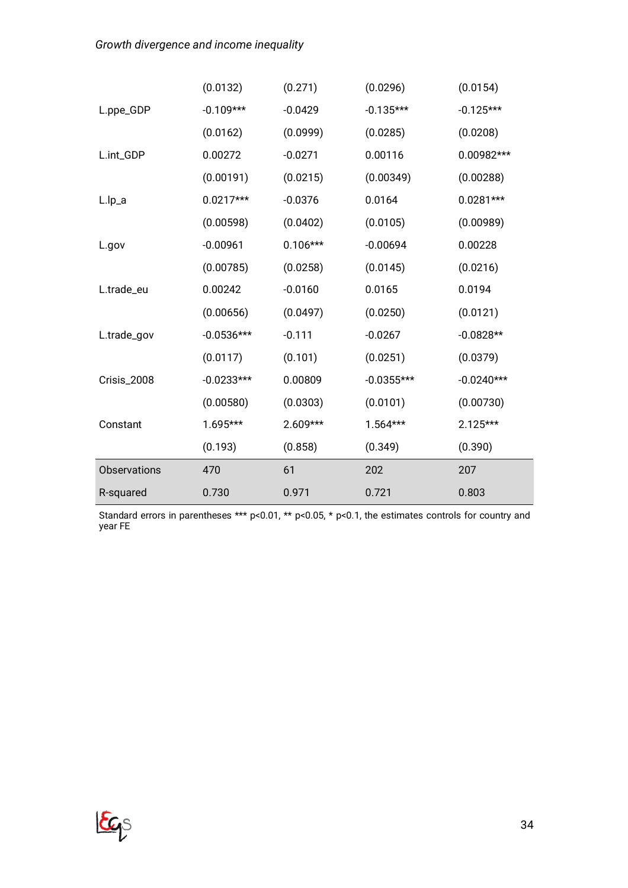| | | | | |
|---|---|---|---|---|
| | (0.0132) | (0.271) | (0.0296) | (0.0154) |
| L.ppe_GDP | -0.109*** | -0.0429 | -0.135*** | -0.125*** |
| | (0.0162) | (0.0999) | (0.0285) | (0.0208) |
| L.int_GDP | 0.00272 | -0.0271 | 0.00116 | 0.00982*** |
| | (0.00191) | (0.0215) | (0.00349) | (0.00288) |
| L.lp_a | 0.0217*** | -0.0376 | 0.0164 | 0.0281*** |
| | (0.00598) | (0.0402) | (0.0105) | (0.00989) |
| L.gov | -0.00961 | 0.106*** | -0.00694 | 0.00228 |
| | (0.00785) | (0.0258) | (0.0145) | (0.0216) |
| L.trade_eu | 0.00242 | -0.0160 | 0.0165 | 0.0194 |
| | (0.00656) | (0.0497) | (0.0250) | (0.0121) |
| L.trade_gov | -0.0536*** | -0.111 | -0.0267 | -0.0828** |
| | (0.0117) | (0.101) | (0.0251) | (0.0379) |
| Crisis_2008 | -0.0233*** | 0.00809 | -0.0355*** | -0.0240*** |
| | (0.00580) | (0.0303) | (0.0101) | (0.00730) |
| Constant | 1.695*** | 2.609*** | 1.564*** | 2.125*** |
| | (0.193) | (0.858) | (0.349) | (0.390) |
| Observations | 470 | 61 | 202 | 207 |
| R-squared | 0.730 | 0.971 | 0.721 | 0.803 |

Standard errors in parentheses *** p<0.01, ** p<0.05, * p<0.1, the estimates controls for country and year FE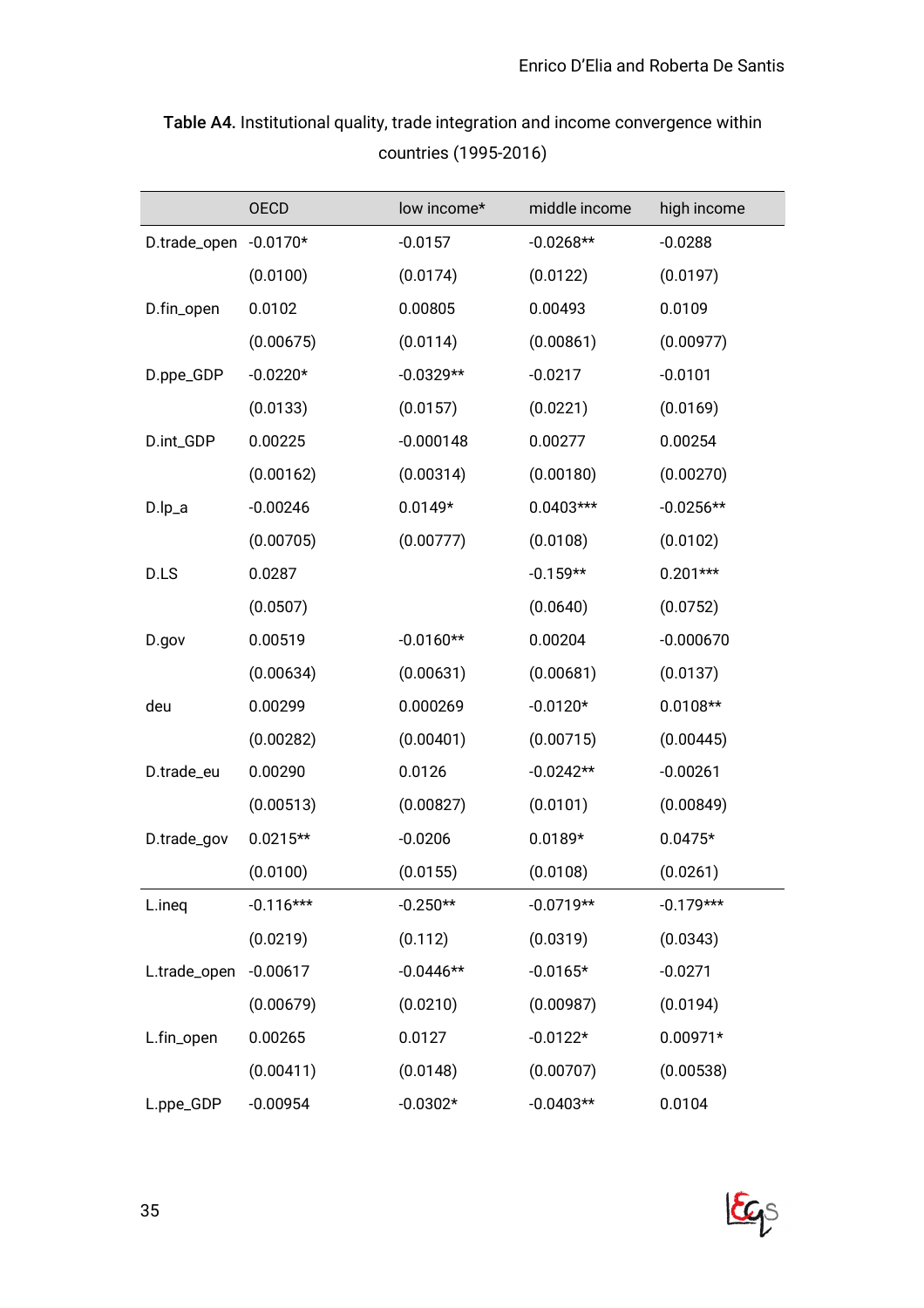**Table A4.** Institutional quality, trade integration and income convergence within countries (1995-2016)

| | OECD | low income* | middle income | high income |
|---|---|---|---|---|
| D.trade_open | -0.0170* | -0.0157 | -0.0268** | -0.0288 |
| | (0.0100) | (0.0174) | (0.0122) | (0.0197) |
| D.fin_open | 0.0102 | 0.00805 | 0.00493 | 0.0109 |
| | (0.00675) | (0.0114) | (0.00861) | (0.00977) |
| D.ppe_GDP | -0.0220* | -0.0329** | -0.0217 | -0.0101 |
| | (0.0133) | (0.0157) | (0.0221) | (0.0169) |
| D.int_GDP | 0.00225 | -0.000148 | 0.00277 | 0.00254 |
| | (0.00162) | (0.00314) | (0.00180) | (0.00270) |
| D.lp_a | -0.00246 | 0.0149* | 0.0403*** | -0.0256** |
| | (0.00705) | (0.00777) | (0.0108) | (0.0102) |
| D.LS | 0.0287 | | -0.159** | 0.201*** |
| | (0.0507) | | (0.0640) | (0.0752) |
| D.gov | 0.00519 | -0.0160** | 0.00204 | -0.000670 |
| | (0.00634) | (0.00631) | (0.00681) | (0.0137) |
| deu | 0.00299 | 0.000269 | -0.0120* | 0.0108** |
| | (0.00282) | (0.00401) | (0.00715) | (0.00445) |
| D.trade_eu | 0.00290 | 0.0126 | -0.0242** | -0.00261 |
| | (0.00513) | (0.00827) | (0.0101) | (0.00849) |
| D.trade_gov | 0.0215** | -0.0206 | 0.0189* | 0.0475* |
| | (0.0100) | (0.0155) | (0.0108) | (0.0261) |
| L.ineq | -0.116*** | -0.250** | -0.0719** | -0.179*** |
| | (0.0219) | (0.112) | (0.0319) | (0.0343) |
| L.trade_open | -0.00617 | -0.0446** | -0.0165* | -0.0271 |
| | (0.00679) | (0.0210) | (0.00987) | (0.0194) |
| L.fin_open | 0.00265 | 0.0127 | -0.0122* | 0.00971* |
| | (0.00411) | (0.0148) | (0.00707) | (0.00538) |
| L.ppe_GDP | -0.00954 | -0.0302* | -0.0403** | 0.0104 |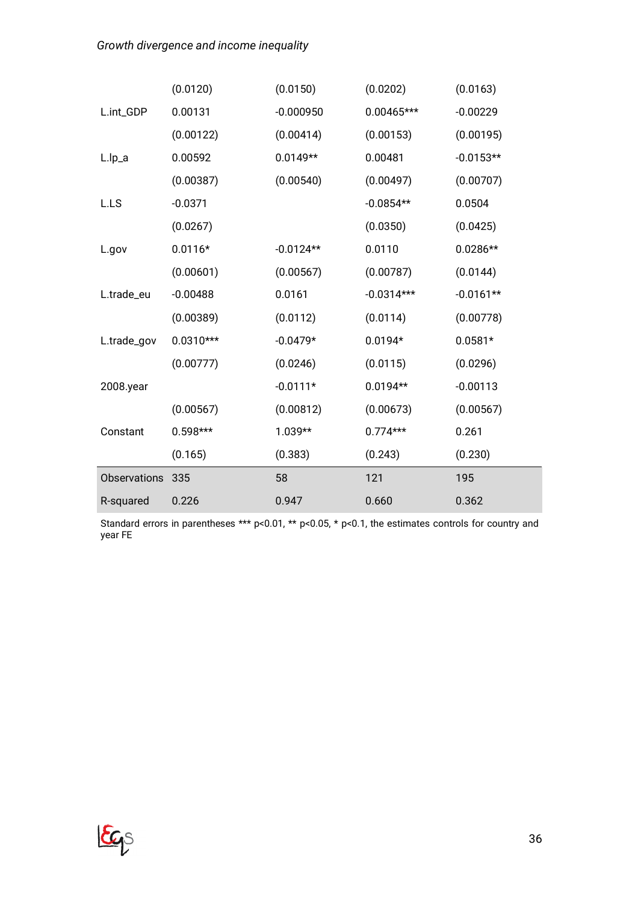| | | | | |
|---|---|---|---|---|
| | (0.0120) | (0.0150) | (0.0202) | (0.0163) |
| L.int_GDP | 0.00131 | -0.000950 | 0.00465*** | -0.00229 |
| | (0.00122) | (0.00414) | (0.00153) | (0.00195) |
| L.lp_a | 0.00592 | 0.0149** | 0.00481 | -0.0153** |
| | (0.00387) | (0.00540) | (0.00497) | (0.00707) |
| L.LS | -0.0371 | | -0.0854** | 0.0504 |
| | (0.0267) | | (0.0350) | (0.0425) |
| L.gov | 0.0116* | -0.0124** | 0.0110 | 0.0286** |
| | (0.00601) | (0.00567) | (0.00787) | (0.0144) |
| L.trade_eu | -0.00488 | 0.0161 | -0.0314*** | -0.0161** |
| | (0.00389) | (0.0112) | (0.0114) | (0.00778) |
| L.trade_gov | 0.0310*** | -0.0479* | 0.0194* | 0.0581* |
| | (0.00777) | (0.0246) | (0.0115) | (0.0296) |
| 2008.year | | -0.0111* | 0.0194** | -0.00113 |
| | (0.00567) | (0.00812) | (0.00673) | (0.00567) |
| Constant | 0.598*** | 1.039** | 0.774*** | 0.261 |
| | (0.165) | (0.383) | (0.243) | (0.230) |
| Observations | 335 | 58 | 121 | 195 |
| R-squared | 0.226 | 0.947 | 0.660 | 0.362 |

Standard errors in parentheses *** p<0.01, ** p<0.05, * p<0.1, the estimates controls for country and year FE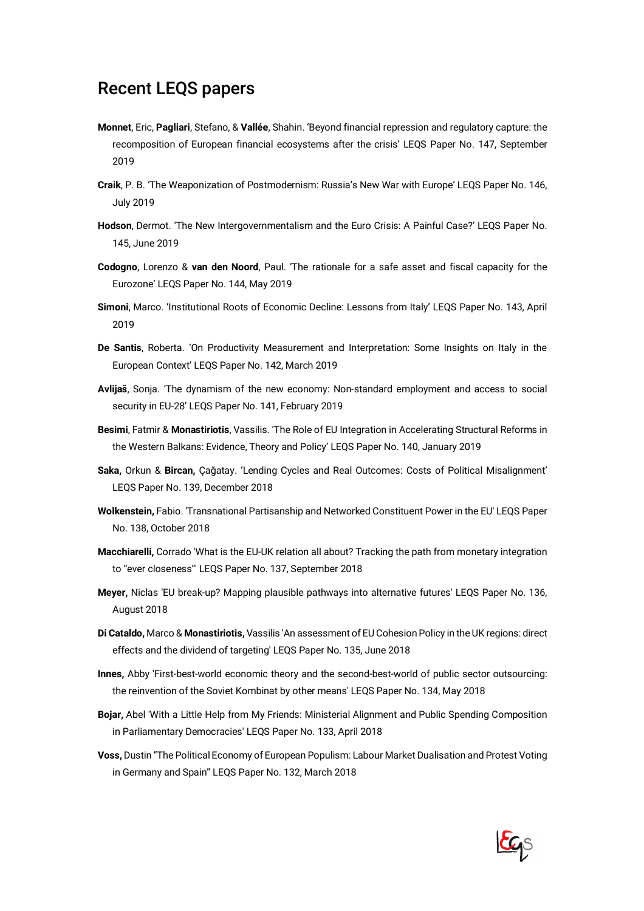# Recent LEQS papers

**Monnet**, Eric, **Pagliari**, Stefano, & **Vallée**, Shahin. 'Beyond financial repression and regulatory capture: the recomposition of European financial ecosystems after the crisis' LEQS Paper No. 147, September 2019

**Craik**, P. B. 'The Weaponization of Postmodernism: Russia's New War with Europe' LEQS Paper No. 146, July 2019

**Hodson**, Dermot. 'The New Intergovernmentalism and the Euro Crisis: A Painful Case?' LEQS Paper No. 145, June 2019

**Codogno**, Lorenzo & **van den Noord**, Paul. 'The rationale for a safe asset and fiscal capacity for the Eurozone' LEQS Paper No. 144, May 2019

**Simoni**, Marco. 'Institutional Roots of Economic Decline: Lessons from Italy' LEQS Paper No. 143, April 2019

**De Santis**, Roberta. 'On Productivity Measurement and Interpretation: Some Insights on Italy in the European Context' LEQS Paper No. 142, March 2019

**Avlijaš**, Sonja. 'The dynamism of the new economy: Non-standard employment and access to social security in EU-28' LEQS Paper No. 141, February 2019

**Besimi**, Fatmir & **Monastiriotis**, Vassilis. 'The Role of EU Integration in Accelerating Structural Reforms in the Western Balkans: Evidence, Theory and Policy' LEQS Paper No. 140, January 2019

**Saka,** Orkun & **Bircan,** Çağatay. 'Lending Cycles and Real Outcomes: Costs of Political Misalignment' LEQS Paper No. 139, December 2018

**Wolkenstein,** Fabio. 'Transnational Partisanship and Networked Constituent Power in the EU' LEQS Paper No. 138, October 2018

**Macchiarelli,** Corrado 'What is the EU-UK relation all about? Tracking the path from monetary integration to "ever closeness"' LEQS Paper No. 137, September 2018

**Meyer,** Niclas 'EU break-up? Mapping plausible pathways into alternative futures' LEQS Paper No. 136, August 2018

**Di Cataldo,** Marco & **Monastiriotis,** Vassilis 'An assessment of EU Cohesion Policy in the UK regions: direct effects and the dividend of targeting' LEQS Paper No. 135, June 2018

**Innes,** Abby 'First-best-world economic theory and the second-best-world of public sector outsourcing: the reinvention of the Soviet Kombinat by other means' LEQS Paper No. 134, May 2018

**Bojar,** Abel 'With a Little Help from My Friends: Ministerial Alignment and Public Spending Composition in Parliamentary Democracies' LEQS Paper No. 133, April 2018

**Voss,** Dustin "The Political Economy of European Populism: Labour Market Dualisation and Protest Voting in Germany and Spain" LEQS Paper No. 132, March 2018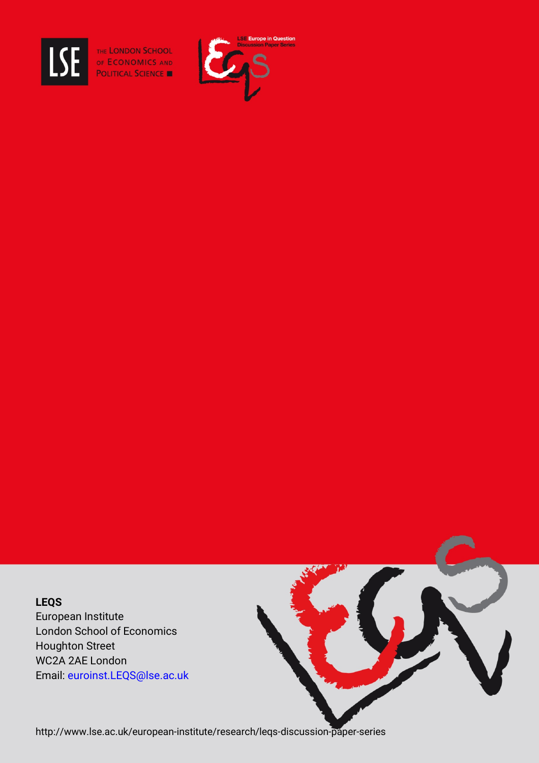THE LONDON SCHOOL OF ECONOMICS AND POLITICAL SCIENCE

LSE Europe in Question Discussion Paper Series

**LEQS**
European Institute
London School of Economics
Houghton Street
WC2A 2AE London
Email: euroinst.LEQS@lse.ac.uk

http://www.lse.ac.uk/european-institute/research/leqs-discussion-paper-series